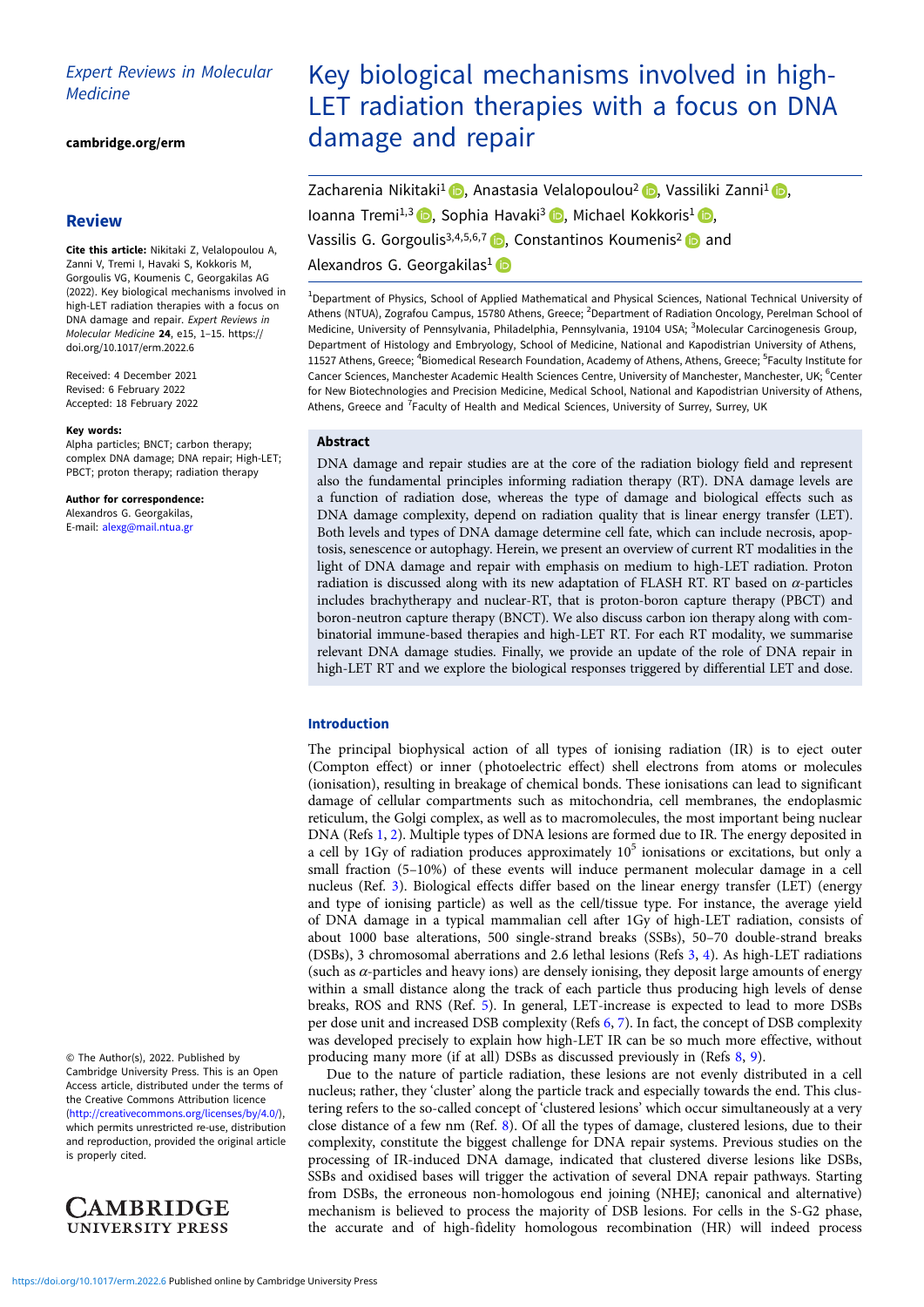*Expert Reviews in Molecular Medicine*

**cambridge.org/erm**

## Review

**Cite this article:** Nikitaki Z, Velalopoulou A, Zanni V, Tremi I, Havaki S, Kokkoris M, Gorgoulis VG, Koumenis C, Georgakilas AG (2022). Key biological mechanisms involved in high-LET radiation therapies with a focus on DNA damage and repair. *Expert Reviews in Molecular Medicine* **24**, e15, 1–15. https://doi.org/10.1017/erm.2022.6

Received: 4 December 2021
Revised: 6 February 2022
Accepted: 18 February 2022

**Key words:**
Alpha particles; BNCT; carbon therapy; complex DNA damage; DNA repair; High-LET; PBCT; proton therapy; radiation therapy

**Author for correspondence:**
Alexandros G. Georgakilas,
E-mail: alexg@mail.ntua.gr

© The Author(s), 2022. Published by Cambridge University Press. This is an Open Access article, distributed under the terms of the Creative Commons Attribution licence (http://creativecommons.org/licenses/by/4.0/), which permits unrestricted re-use, distribution and reproduction, provided the original article is properly cited.

# Key biological mechanisms involved in high-LET radiation therapies with a focus on DNA damage and repair

Zacharenia Nikitaki[1], Anastasia Velalopoulou[2], Vassiliki Zanni[1], Ioanna Tremi[1,3], Sophia Havaki[3], Michael Kokkoris[1], Vassilis G. Gorgoulis[3,4,5,6,7], Constantinos Koumenis[2] and Alexandros G. Georgakilas[1]

[1]Department of Physics, School of Applied Mathematical and Physical Sciences, National Technical University of Athens (NTUA), Zografou Campus, 15780 Athens, Greece; [2]Department of Radiation Oncology, Perelman School of Medicine, University of Pennsylvania, Philadelphia, Pennsylvania, 19104 USA; [3]Molecular Carcinogenesis Group, Department of Histology and Embryology, School of Medicine, National and Kapodistrian University of Athens, 11527 Athens, Greece; [4]Biomedical Research Foundation, Academy of Athens, Athens, Greece; [5]Faculty Institute for Cancer Sciences, Manchester Academic Health Sciences Centre, University of Manchester, Manchester, UK; [6]Center for New Biotechnologies and Precision Medicine, Medical School, National and Kapodistrian University of Athens, Athens, Greece and [7]Faculty of Health and Medical Sciences, University of Surrey, Surrey, UK

## Abstract

DNA damage and repair studies are at the core of the radiation biology field and represent also the fundamental principles informing radiation therapy (RT). DNA damage levels are a function of radiation dose, whereas the type of damage and biological effects such as DNA damage complexity, depend on radiation quality that is linear energy transfer (LET). Both levels and types of DNA damage determine cell fate, which can include necrosis, apoptosis, senescence or autophagy. Herein, we present an overview of current RT modalities in the light of DNA damage and repair with emphasis on medium to high-LET radiation. Proton radiation is discussed along with its new adaptation of FLASH RT. RT based on $\alpha$-particles includes brachytherapy and nuclear-RT, that is proton-boron capture therapy (PBCT) and boron-neutron capture therapy (BNCT). We also discuss carbon ion therapy along with combinatorial immune-based therapies and high-LET RT. For each RT modality, we summarise relevant DNA damage studies. Finally, we provide an update of the role of DNA repair in high-LET RT and we explore the biological responses triggered by differential LET and dose.

## Introduction

The principal biophysical action of all types of ionising radiation (IR) is to eject outer (Compton effect) or inner (photoelectric effect) shell electrons from atoms or molecules (ionisation), resulting in breakage of chemical bonds. These ionisations can lead to significant damage of cellular compartments such as mitochondria, cell membranes, the endoplasmic reticulum, the Golgi complex, as well as to macromolecules, the most important being nuclear DNA (Refs 1, 2). Multiple types of DNA lesions are formed due to IR. The energy deposited in a cell by 1Gy of radiation produces approximately $10^5$ ionisations or excitations, but only a small fraction (5–10%) of these events will induce permanent molecular damage in a cell nucleus (Ref. 3). Biological effects differ based on the linear energy transfer (LET) (energy and type of ionising particle) as well as the cell/tissue type. For instance, the average yield of DNA damage in a typical mammalian cell after 1Gy of high-LET radiation, consists of about 1000 base alterations, 500 single-strand breaks (SSBs), 50–70 double-strand breaks (DSBs), 3 chromosomal aberrations and 2.6 lethal lesions (Refs 3, 4). As high-LET radiations (such as $\alpha$-particles and heavy ions) are densely ionising, they deposit large amounts of energy within a small distance along the track of each particle thus producing high levels of dense breaks, ROS and RNS (Ref. 5). In general, LET-increase is expected to lead to more DSBs per dose unit and increased DSB complexity (Refs 6, 7). In fact, the concept of DSB complexity was developed precisely to explain how high-LET IR can be so much more effective, without producing many more (if at all) DSBs as discussed previously in (Refs 8, 9).

Due to the nature of particle radiation, these lesions are not evenly distributed in a cell nucleus; rather, they 'cluster' along the particle track and especially towards the end. This clustering refers to the so-called concept of 'clustered lesions' which occur simultaneously at a very close distance of a few nm (Ref. 8). Of all the types of damage, clustered lesions, due to their complexity, constitute the biggest challenge for DNA repair systems. Previous studies on the processing of IR-induced DNA damage, indicated that clustered diverse lesions like DSBs, SSBs and oxidised bases will trigger the activation of several DNA repair pathways. Starting from DSBs, the erroneous non-homologous end joining (NHEJ; canonical and alternative) mechanism is believed to process the majority of DSB lesions. For cells in the S-G2 phase, the accurate and of high-fidelity homologous recombination (HR) will indeed process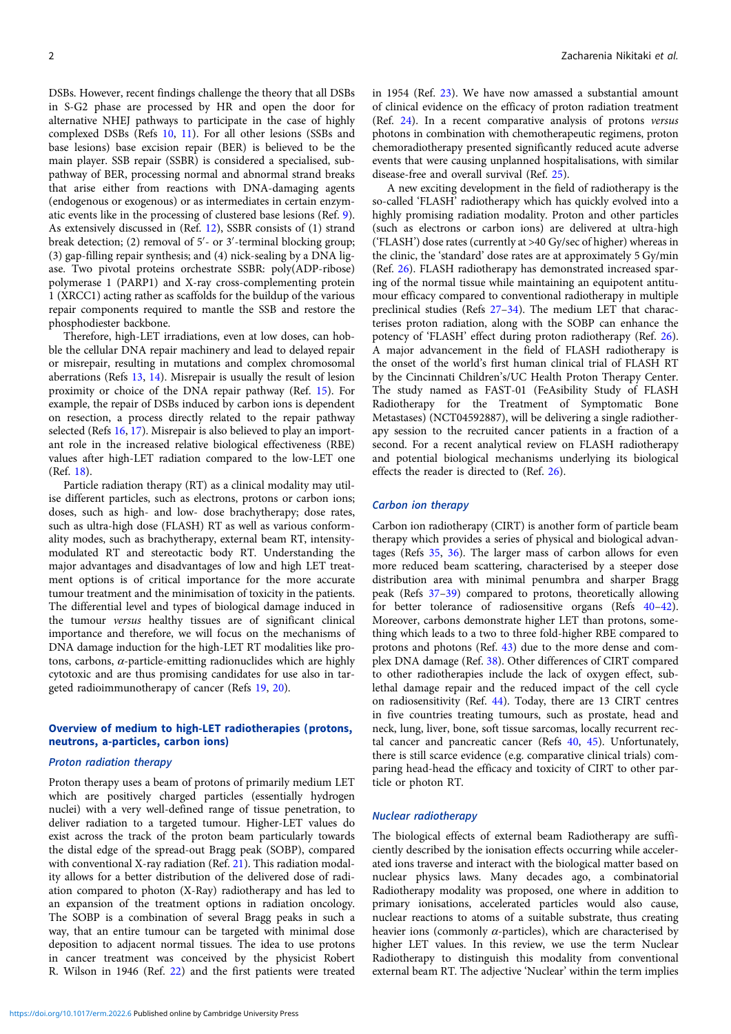DSBs. However, recent findings challenge the theory that all DSBs in S-G2 phase are processed by HR and open the door for alternative NHEJ pathways to participate in the case of highly complexed DSBs (Refs 10, 11). For all other lesions (SSBs and base lesions) base excision repair (BER) is believed to be the main player. SSB repair (SSBR) is considered a specialised, sub-pathway of BER, processing normal and abnormal strand breaks that arise either from reactions with DNA-damaging agents (endogenous or exogenous) or as intermediates in certain enzymatic events like in the processing of clustered base lesions (Ref. 9). As extensively discussed in (Ref. 12), SSBR consists of (1) strand break detection; (2) removal of 5′- or 3′-terminal blocking group; (3) gap-filling repair synthesis; and (4) nick-sealing by a DNA ligase. Two pivotal proteins orchestrate SSBR: poly(ADP-ribose) polymerase 1 (PARP1) and X-ray cross-complementing protein 1 (XRCC1) acting rather as scaffolds for the buildup of the various repair components required to mantle the SSB and restore the phosphodiester backbone.

Therefore, high-LET irradiations, even at low doses, can hobble the cellular DNA repair machinery and lead to delayed repair or misrepair, resulting in mutations and complex chromosomal aberrations (Refs 13, 14). Misrepair is usually the result of lesion proximity or choice of the DNA repair pathway (Ref. 15). For example, the repair of DSBs induced by carbon ions is dependent on resection, a process directly related to the repair pathway selected (Refs 16, 17). Misrepair is also believed to play an important role in the increased relative biological effectiveness (RBE) values after high-LET radiation compared to the low-LET one (Ref. 18).

Particle radiation therapy (RT) as a clinical modality may utilise different particles, such as electrons, protons or carbon ions; doses, such as high- and low- dose brachytherapy; dose rates, such as ultra-high dose (FLASH) RT as well as various conformality modes, such as brachytherapy, external beam RT, intensity-modulated RT and stereotactic body RT. Understanding the major advantages and disadvantages of low and high LET treatment options is of critical importance for the more accurate tumour treatment and the minimisation of toxicity in the patients. The differential level and types of biological damage induced in the tumour *versus* healthy tissues are of significant clinical importance and therefore, we will focus on the mechanisms of DNA damage induction for the high-LET RT modalities like protons, carbons, $\alpha$-particle-emitting radionuclides which are highly cytotoxic and are thus promising candidates for use also in targeted radioimmunotherapy of cancer (Refs 19, 20).

## Overview of medium to high-LET radiotherapies (protons, neutrons, a-particles, carbon ions)

### Proton radiation therapy

Proton therapy uses a beam of protons of primarily medium LET which are positively charged particles (essentially hydrogen nuclei) with a very well-defined range of tissue penetration, to deliver radiation to a targeted tumour. Higher-LET values do exist across the track of the proton beam particularly towards the distal edge of the spread-out Bragg peak (SOBP), compared with conventional X-ray radiation (Ref. 21). This radiation modality allows for a better distribution of the delivered dose of radiation compared to photon (X-Ray) radiotherapy and has led to an expansion of the treatment options in radiation oncology. The SOBP is a combination of several Bragg peaks in such a way, that an entire tumour can be targeted with minimal dose deposition to adjacent normal tissues. The idea to use protons in cancer treatment was conceived by the physicist Robert R. Wilson in 1946 (Ref. 22) and the first patients were treated in 1954 (Ref. 23). We have now amassed a substantial amount of clinical evidence on the efficacy of proton radiation treatment (Ref. 24). In a recent comparative analysis of protons *versus* photons in combination with chemotherapeutic regimens, proton chemoradiotherapy presented significantly reduced acute adverse events that were causing unplanned hospitalisations, with similar disease-free and overall survival (Ref. 25).

A new exciting development in the field of radiotherapy is the so-called 'FLASH' radiotherapy which has quickly evolved into a highly promising radiation modality. Proton and other particles (such as electrons or carbon ions) are delivered at ultra-high ('FLASH') dose rates (currently at >40 Gy/sec of higher) whereas in the clinic, the 'standard' dose rates are at approximately 5 Gy/min (Ref. 26). FLASH radiotherapy has demonstrated increased sparing of the normal tissue while maintaining an equipotent antitumour efficacy compared to conventional radiotherapy in multiple preclinical studies (Refs 27–34). The medium LET that characterises proton radiation, along with the SOBP can enhance the potency of 'FLASH' effect during proton radiotherapy (Ref. 26). A major advancement in the field of FLASH radiotherapy is the onset of the world's first human clinical trial of FLASH RT by the Cincinnati Children's/UC Health Proton Therapy Center. The study named as FAST-01 (FeAsibility Study of FLASH Radiotherapy for the Treatment of Symptomatic Bone Metastases) (NCT04592887), will be delivering a single radiotherapy session to the recruited cancer patients in a fraction of a second. For a recent analytical review on FLASH radiotherapy and potential biological mechanisms underlying its biological effects the reader is directed to (Ref. 26).

### Carbon ion therapy

Carbon ion radiotherapy (CIRT) is another form of particle beam therapy which provides a series of physical and biological advantages (Refs 35, 36). The larger mass of carbon allows for even more reduced beam scattering, characterised by a steeper dose distribution area with minimal penumbra and sharper Bragg peak (Refs 37–39) compared to protons, theoretically allowing for better tolerance of radiosensitive organs (Refs 40–42). Moreover, carbons demonstrate higher LET than protons, something which leads to a two to three fold-higher RBE compared to protons and photons (Ref. 43) due to the more dense and complex DNA damage (Ref. 38). Other differences of CIRT compared to other radiotherapies include the lack of oxygen effect, sublethal damage repair and the reduced impact of the cell cycle on radiosensitivity (Ref. 44). Today, there are 13 CIRT centres in five countries treating tumours, such as prostate, head and neck, lung, liver, bone, soft tissue sarcomas, locally recurrent rectal cancer and pancreatic cancer (Refs 40, 45). Unfortunately, there is still scarce evidence (e.g. comparative clinical trials) comparing head-head the efficacy and toxicity of CIRT to other particle or photon RT.

### Nuclear radiotherapy

The biological effects of external beam Radiotherapy are sufficiently described by the ionisation effects occurring while accelerated ions traverse and interact with the biological matter based on nuclear physics laws. Many decades ago, a combinatorial Radiotherapy modality was proposed, one where in addition to primary ionisations, accelerated particles would also cause, nuclear reactions to atoms of a suitable substrate, thus creating heavier ions (commonly $\alpha$-particles), which are characterised by higher LET values. In this review, we use the term Nuclear Radiotherapy to distinguish this modality from conventional external beam RT. The adjective 'Nuclear' within the term implies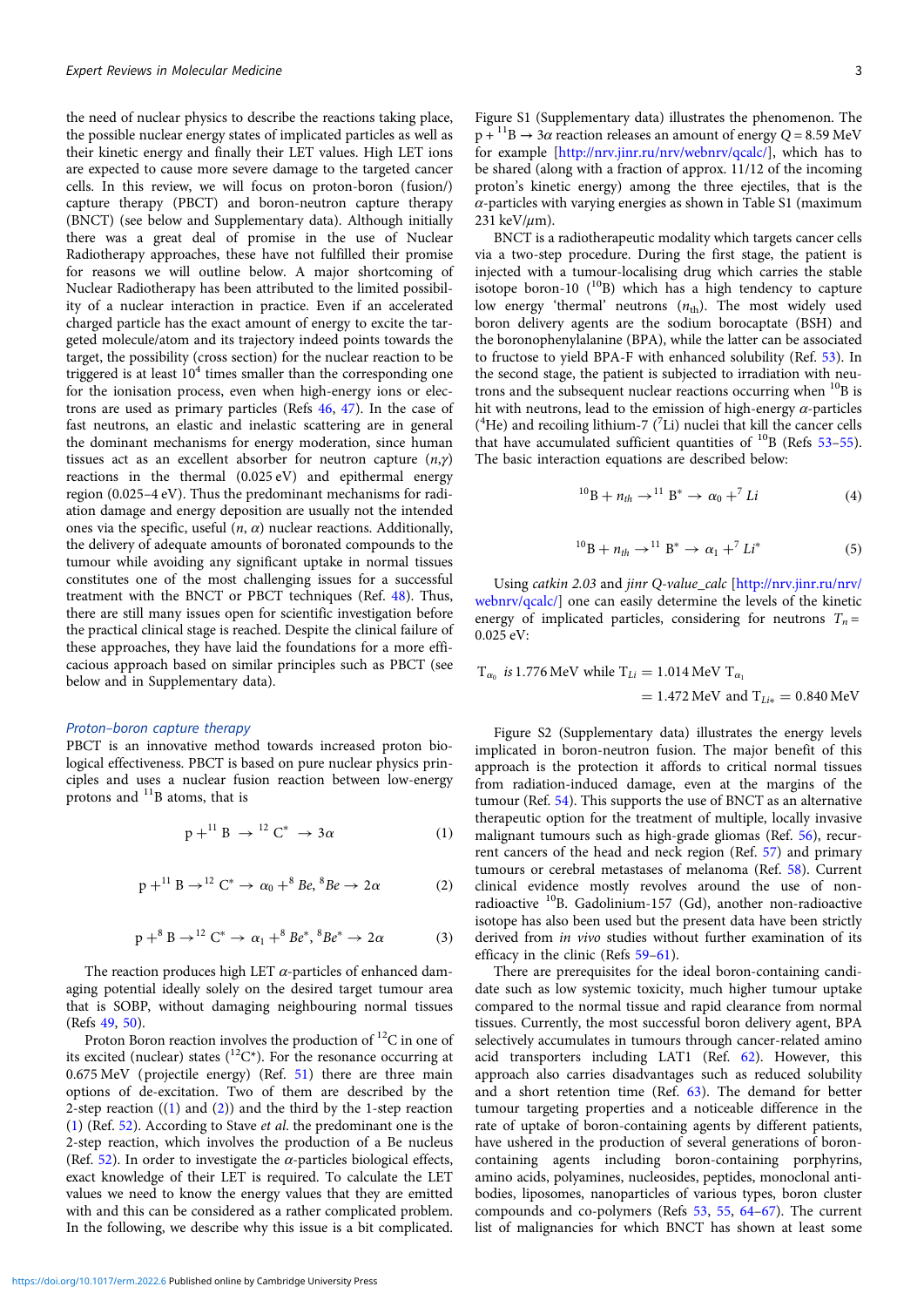the need of nuclear physics to describe the reactions taking place, the possible nuclear energy states of implicated particles as well as their kinetic energy and finally their LET values. High LET ions are expected to cause more severe damage to the targeted cancer cells. In this review, we will focus on proton-boron (fusion/) capture therapy (PBCT) and boron-neutron capture therapy (BNCT) (see below and Supplementary data). Although initially there was a great deal of promise in the use of Nuclear Radiotherapy approaches, these have not fulfilled their promise for reasons we will outline below. A major shortcoming of Nuclear Radiotherapy has been attributed to the limited possibility of a nuclear interaction in practice. Even if an accelerated charged particle has the exact amount of energy to excite the targeted molecule/atom and its trajectory indeed points towards the target, the possibility (cross section) for the nuclear reaction to be triggered is at least $10^4$ times smaller than the corresponding one for the ionisation process, even when high-energy ions or electrons are used as primary particles (Refs 46, 47). In the case of fast neutrons, an elastic and inelastic scattering are in general the dominant mechanisms for energy moderation, since human tissues act as an excellent absorber for neutron capture $(n,\gamma)$ reactions in the thermal (0.025 eV) and epithermal energy region (0.025–4 eV). Thus the predominant mechanisms for radiation damage and energy deposition are usually not the intended ones via the specific, useful $(n, \alpha)$ nuclear reactions. Additionally, the delivery of adequate amounts of boronated compounds to the tumour while avoiding any significant uptake in normal tissues constitutes one of the most challenging issues for a successful treatment with the BNCT or PBCT techniques (Ref. 48). Thus, there are still many issues open for scientific investigation before the practical clinical stage is reached. Despite the clinical failure of these approaches, they have laid the foundations for a more efficacious approach based on similar principles such as PBCT (see below and in Supplementary data).

### Proton–boron capture therapy

PBCT is an innovative method towards increased proton biological effectiveness. PBCT is based on pure nuclear physics principles and uses a nuclear fusion reaction between low-energy protons and $^{11}$B atoms, that is

$$p + {}^{11}B \rightarrow {}^{12}C^{*} \rightarrow 3\alpha \tag{1}$$

$$p + {}^{11}B \rightarrow {}^{12}C^{*} \rightarrow \alpha_0 + {}^{8}Be, {}^{8}Be \rightarrow 2\alpha \tag{2}$$

$$p + {}^{8}B \rightarrow {}^{12}C^{*} \rightarrow \alpha_1 + {}^{8}Be^{*}, {}^{8}Be^{*} \rightarrow 2\alpha \tag{3}$$

The reaction produces high LET $\alpha$-particles of enhanced damaging potential ideally solely on the desired target tumour area that is SOBP, without damaging neighbouring normal tissues (Refs 49, 50).

Proton Boron reaction involves the production of $^{12}$C in one of its excited (nuclear) states ($^{12}C^{*}$). For the resonance occurring at 0.675 MeV (projectile energy) (Ref. 51) there are three main options of de-excitation. Two of them are described by the 2-step reaction ((1) and (2)) and the third by the 1-step reaction (1) (Ref. 52). According to Stave *et al.* the predominant one is the 2-step reaction, which involves the production of a Be nucleus (Ref. 52). In order to investigate the $\alpha$-particles biological effects, exact knowledge of their LET is required. To calculate the LET values we need to know the energy values that they are emitted with and this can be considered as a rather complicated problem. In the following, we describe why this issue is a bit complicated. Figure S1 (Supplementary data) illustrates the phenomenon. The $p + {}^{11}B \rightarrow 3\alpha$ reaction releases an amount of energy $Q = 8.59$ MeV for example [http://nrv.jinr.ru/nrv/webnrv/qcalc/], which has to be shared (along with a fraction of approx. 11/12 of the incoming proton's kinetic energy) among the three ejectiles, that is the $\alpha$-particles with varying energies as shown in Table S1 (maximum 231 keV/$\mu$m).

BNCT is a radiotherapeutic modality which targets cancer cells via a two-step procedure. During the first stage, the patient is injected with a tumour-localising drug which carries the stable isotope boron-10 ($^{10}$B) which has a high tendency to capture low energy 'thermal' neutrons ($n_{th}$). The most widely used boron delivery agents are the sodium borocaptate (BSH) and the boronophenylalanine (BPA), while the latter can be associated to fructose to yield BPA-F with enhanced solubility (Ref. 53). In the second stage, the patient is subjected to irradiation with neutrons and the subsequent nuclear reactions occurring when $^{10}$B is hit with neutrons, lead to the emission of high-energy $\alpha$-particles ($^4$He) and recoiling lithium-7 ($^7$Li) nuclei that kill the cancer cells that have accumulated sufficient quantities of $^{10}$B (Refs 53–55). The basic interaction equations are described below:

$${}^{10}B + n_{th} \rightarrow {}^{11}B^{*} \rightarrow \alpha_0 + {}^{7}Li \tag{4}$$

$${}^{10}B + n_{th} \rightarrow {}^{11}B^{*} \rightarrow \alpha_1 + {}^{7}Li^{*} \tag{5}$$

Using *catkin 2.03* and *jinr Q-value_calc* [http://nrv.jinr.ru/nrv/webnrv/qcalc/] one can easily determine the levels of the kinetic energy of implicated particles, considering for neutrons $T_n = 0.025$ eV:

$$T_{\alpha_0} \textit{ is } 1.776\,\text{MeV while } T_{Li} = 1.014\,\text{MeV } T_{\alpha_1} = 1.472\,\text{MeV and } T_{Li*} = 0.840\,\text{MeV}$$

Figure S2 (Supplementary data) illustrates the energy levels implicated in boron-neutron fusion. The major benefit of this approach is the protection it affords to critical normal tissues from radiation-induced damage, even at the margins of the tumour (Ref. 54). This supports the use of BNCT as an alternative therapeutic option for the treatment of multiple, locally invasive malignant tumours such as high-grade gliomas (Ref. 56), recurrent cancers of the head and neck region (Ref. 57) and primary tumours or cerebral metastases of melanoma (Ref. 58). Current clinical evidence mostly revolves around the use of non-radioactive $^{10}$B. Gadolinium-157 (Gd), another non-radioactive isotope has also been used but the present data have been strictly derived from *in vivo* studies without further examination of its efficacy in the clinic (Refs 59–61).

There are prerequisites for the ideal boron-containing candidate such as low systemic toxicity, much higher tumour uptake compared to the normal tissue and rapid clearance from normal tissues. Currently, the most successful boron delivery agent, BPA selectively accumulates in tumours through cancer-related amino acid transporters including LAT1 (Ref. 62). However, this approach also carries disadvantages such as reduced solubility and a short retention time (Ref. 63). The demand for better tumour targeting properties and a noticeable difference in the rate of uptake of boron-containing agents by different patients, have ushered in the production of several generations of boron-containing agents including boron-containing porphyrins, amino acids, polyamines, nucleosides, peptides, monoclonal antibodies, liposomes, nanoparticles of various types, boron cluster compounds and co-polymers (Refs 53, 55, 64–67). The current list of malignancies for which BNCT has shown at least some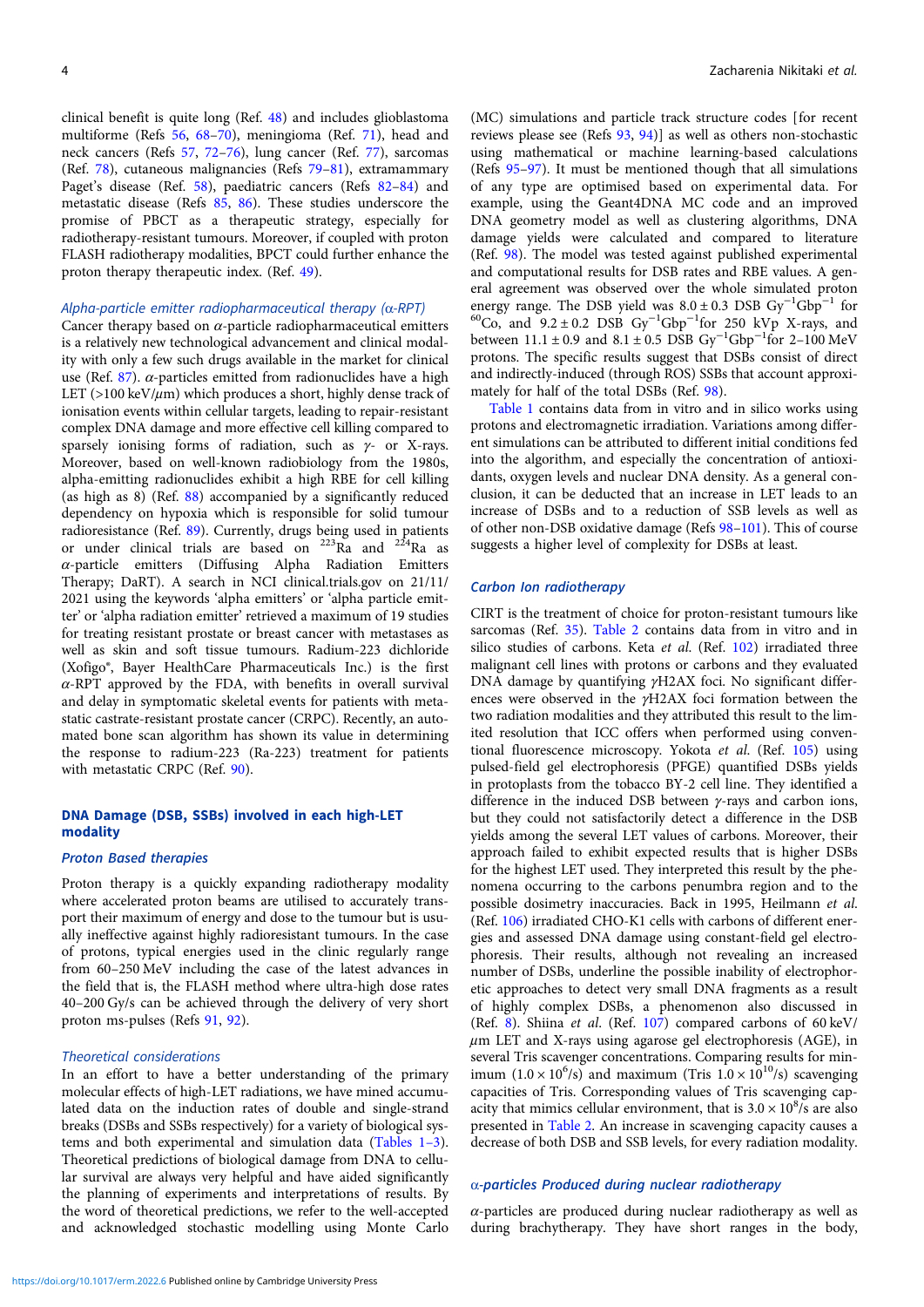clinical benefit is quite long (Ref. 48) and includes glioblastoma multiforme (Refs 56, 68–70), meningioma (Ref. 71), head and neck cancers (Refs 57, 72–76), lung cancer (Ref. 77), sarcomas (Ref. 78), cutaneous malignancies (Refs 79–81), extramammary Paget's disease (Ref. 58), paediatric cancers (Refs 82–84) and metastatic disease (Refs 85, 86). These studies underscore the promise of PBCT as a therapeutic strategy, especially for radiotherapy-resistant tumours. Moreover, if coupled with proton FLASH radiotherapy modalities, BPCT could further enhance the proton therapy therapeutic index. (Ref. 49).

#### Alpha-particle emitter radiopharmaceutical therapy (α-RPT)

Cancer therapy based on α-particle radiopharmaceutical emitters is a relatively new technological advancement and clinical modality with only a few such drugs available in the market for clinical use (Ref. 87). α-particles emitted from radionuclides have a high LET (>100 keV/μm) which produces a short, highly dense track of ionisation events within cellular targets, leading to repair-resistant complex DNA damage and more effective cell killing compared to sparsely ionising forms of radiation, such as γ- or X-rays. Moreover, based on well-known radiobiology from the 1980s, alpha-emitting radionuclides exhibit a high RBE for cell killing (as high as 8) (Ref. 88) accompanied by a significantly reduced dependency on hypoxia which is responsible for solid tumour radioresistance (Ref. 89). Currently, drugs being used in patients or under clinical trials are based on $^{223}$Ra and $^{224}$Ra as α-particle emitters (Diffusing Alpha Radiation Emitters Therapy; DaRT). A search in NCI clinical.trials.gov on 21/11/2021 using the keywords 'alpha emitters' or 'alpha particle emitter' or 'alpha radiation emitter' retrieved a maximum of 19 studies for treating resistant prostate or breast cancer with metastases as well as skin and soft tissue tumours. Radium-223 dichloride (Xofigo®, Bayer HealthCare Pharmaceuticals Inc.) is the first α-RPT approved by the FDA, with benefits in overall survival and delay in symptomatic skeletal events for patients with metastatic castrate-resistant prostate cancer (CRPC). Recently, an automated bone scan algorithm has shown its value in determining the response to radium-223 (Ra-223) treatment for patients with metastatic CRPC (Ref. 90).

## DNA Damage (DSB, SSBs) involved in each high-LET modality

### Proton Based therapies

Proton therapy is a quickly expanding radiotherapy modality where accelerated proton beams are utilised to accurately transport their maximum of energy and dose to the tumour but is usually ineffective against highly radioresistant tumours. In the case of protons, typical energies used in the clinic regularly range from 60–250 MeV including the case of the latest advances in the field that is, the FLASH method where ultra-high dose rates 40–200 Gy/s can be achieved through the delivery of very short proton ms-pulses (Refs 91, 92).

#### Theoretical considerations

In an effort to have a better understanding of the primary molecular effects of high-LET radiations, we have mined accumulated data on the induction rates of double and single-strand breaks (DSBs and SSBs respectively) for a variety of biological systems and both experimental and simulation data (Tables 1–3). Theoretical predictions of biological damage from DNA to cellular survival are always very helpful and have aided significantly the planning of experiments and interpretations of results. By the word of theoretical predictions, we refer to the well-accepted and acknowledged stochastic modelling using Monte Carlo (MC) simulations and particle track structure codes [for recent reviews please see (Refs 93, 94)] as well as others non-stochastic using mathematical or machine learning-based calculations (Refs 95–97). It must be mentioned though that all simulations of any type are optimised based on experimental data. For example, using the Geant4DNA MC code and an improved DNA geometry model as well as clustering algorithms, DNA damage yields were calculated and compared to literature (Ref. 98). The model was tested against published experimental and computational results for DSB rates and RBE values. A general agreement was observed over the whole simulated proton energy range. The DSB yield was $8.0 \pm 0.3$ DSB $Gy^{-1}Gbp^{-1}$ for $^{60}$Co, and $9.2 \pm 0.2$ DSB $Gy^{-1}Gbp^{-1}$for 250 kVp X-rays, and between $11.1 \pm 0.9$ and $8.1 \pm 0.5$ DSB $Gy^{-1}Gbp^{-1}$for 2–100 MeV protons. The specific results suggest that DSBs consist of direct and indirectly-induced (through ROS) SSBs that account approximately for half of the total DSBs (Ref. 98).

Table 1 contains data from in vitro and in silico works using protons and electromagnetic irradiation. Variations among different simulations can be attributed to different initial conditions fed into the algorithm, and especially the concentration of antioxidants, oxygen levels and nuclear DNA density. As a general conclusion, it can be deducted that an increase in LET leads to an increase of DSBs and to a reduction of SSB levels as well as of other non-DSB oxidative damage (Refs 98–101). This of course suggests a higher level of complexity for DSBs at least.

### Carbon Ion radiotherapy

CIRT is the treatment of choice for proton-resistant tumours like sarcomas (Ref. 35). Table 2 contains data from in vitro and in silico studies of carbons. Keta *et al.* (Ref. 102) irradiated three malignant cell lines with protons or carbons and they evaluated DNA damage by quantifying γH2AX foci. No significant differences were observed in the γH2AX foci formation between the two radiation modalities and they attributed this result to the limited resolution that ICC offers when performed using conventional fluorescence microscopy. Yokota *et al.* (Ref. 105) using pulsed-field gel electrophoresis (PFGE) quantified DSBs yields in protoplasts from the tobacco BY-2 cell line. They identified a difference in the induced DSB between γ-rays and carbon ions, but they could not satisfactorily detect a difference in the DSB yields among the several LET values of carbons. Moreover, their approach failed to exhibit expected results that is higher DSBs for the highest LET used. They interpreted this result by the phenomena occurring to the carbons penumbra region and to the possible dosimetry inaccuracies. Back in 1995, Heilmann *et al.* (Ref. 106) irradiated CHO-K1 cells with carbons of different energies and assessed DNA damage using constant-field gel electrophoresis. Their results, although not revealing an increased number of DSBs, underline the possible inability of electrophoretic approaches to detect very small DNA fragments as a result of highly complex DSBs, a phenomenon also discussed in (Ref. 8). Shiina *et al.* (Ref. 107) compared carbons of 60 keV/μm LET and X-rays using agarose gel electrophoresis (AGE), in several Tris scavenger concentrations. Comparing results for minimum ($1.0 \times 10^{6}$/s) and maximum (Tris $1.0 \times 10^{10}$/s) scavenging capacities of Tris. Corresponding values of Tris scavenging capacity that mimics cellular environment, that is $3.0 \times 10^{8}$/s are also presented in Table 2. An increase in scavenging capacity causes a decrease of both DSB and SSB levels, for every radiation modality.

### α-particles Produced during nuclear radiotherapy

α-particles are produced during nuclear radiotherapy as well as during brachytherapy. They have short ranges in the body,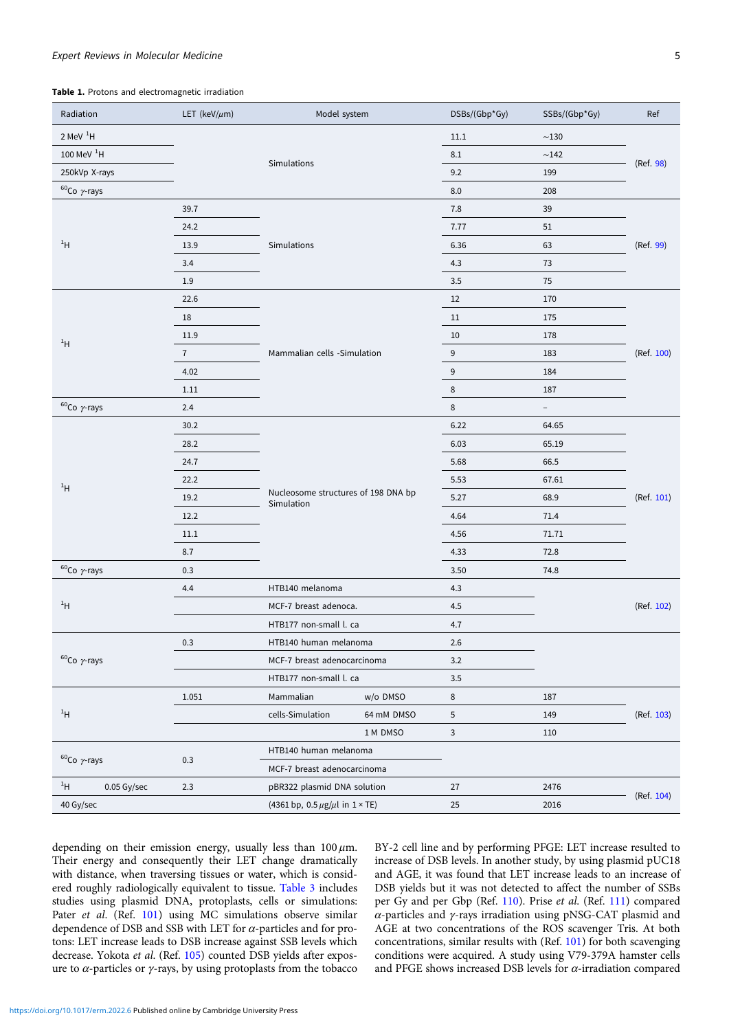**Table 1.** Protons and electromagnetic irradiation

| Radiation | LET (keV/$\mu$m) | Model system | | DSBs/(Gbp*Gy) | SSBs/(Gbp*Gy) | Ref |
|---|---|---|---|---|---|---|
| 2 MeV $^{1}$H | | Simulations | | 11.1 | ~130 | (Ref. 98) |
| 100 MeV $^{1}$H | | | | 8.1 | ~142 | |
| 250kVp X-rays | | | | 9.2 | 199 | |
| $^{60}$Co $\gamma$-rays | | | | 8.0 | 208 | |
| $^{1}$H | 39.7 | Simulations | | 7.8 | 39 | (Ref. 99) |
| | 24.2 | | | 7.77 | 51 | |
| | 13.9 | | | 6.36 | 63 | |
| | 3.4 | | | 4.3 | 73 | |
| | 1.9 | | | 3.5 | 75 | |
| $^{1}$H | 22.6 | Mammalian cells -Simulation | | 12 | 170 | (Ref. 100) |
| | 18 | | | 11 | 175 | |
| | 11.9 | | | 10 | 178 | |
| | 7 | | | 9 | 183 | |
| | 4.02 | | | 9 | 184 | |
| | 1.11 | | | 8 | 187 | |
| $^{60}$Co $\gamma$-rays | 2.4 | | | 8 | – | |
| $^{1}$H | 30.2 | Nucleosome structures of 198 DNA bp Simulation | | 6.22 | 64.65 | (Ref. 101) |
| | 28.2 | | | 6.03 | 65.19 | |
| | 24.7 | | | 5.68 | 66.5 | |
| | 22.2 | | | 5.53 | 67.61 | |
| | 19.2 | | | 5.27 | 68.9 | |
| | 12.2 | | | 4.64 | 71.4 | |
| | 11.1 | | | 4.56 | 71.71 | |
| | 8.7 | | | 4.33 | 72.8 | |
| $^{60}$Co $\gamma$-rays | 0.3 | | | 3.50 | 74.8 | |
| $^{1}$H | 4.4 | HTB140 melanoma | | 4.3 | | (Ref. 102) |
| | | MCF-7 breast adenoca. | | 4.5 | | |
| | | HTB177 non-small l. ca | | 4.7 | | |
| $^{60}$Co $\gamma$-rays | 0.3 | HTB140 human melanoma | | 2.6 | | |
| | | MCF-7 breast adenocarcinoma | | 3.2 | | |
| | | HTB177 non-small l. ca | | 3.5 | | |
| $^{1}$H | 1.051 | Mammalian cells-Simulation | w/o DMSO | 8 | 187 | (Ref. 103) |
| | | | 64 mM DMSO | 5 | 149 | |
| | | | 1 M DMSO | 3 | 110 | |
| $^{60}$Co $\gamma$-rays | 0.3 | HTB140 human melanoma | | | | |
| | | MCF-7 breast adenocarcinoma | | | | |
| $^{1}$H 0.05 Gy/sec | 2.3 | pBR322 plasmid DNA solution | | 27 | 2476 | (Ref. 104) |
| 40 Gy/sec | | (4361 bp, 0.5 $\mu$g/$\mu$l in 1 × TE) | | 25 | 2016 | |

depending on their emission energy, usually less than 100 $\mu$m. Their energy and consequently their LET change dramatically with distance, when traversing tissues or water, which is considered roughly radiologically equivalent to tissue. Table 3 includes studies using plasmid DNA, protoplasts, cells or simulations: Pater *et al*. (Ref. 101) using MC simulations observe similar dependence of DSB and SSB with LET for $\alpha$-particles and for protons: LET increase leads to DSB increase against SSB levels which decrease. Yokota *et al*. (Ref. 105) counted DSB yields after exposure to $\alpha$-particles or $\gamma$-rays, by using protoplasts from the tobacco BY-2 cell line and by performing PFGE: LET increase resulted to increase of DSB levels. In another study, by using plasmid pUC18 and AGE, it was found that LET increase leads to an increase of DSB yields but it was not detected to affect the number of SSBs per Gy and per Gbp (Ref. 110). Prise *et al*. (Ref. 111) compared $\alpha$-particles and $\gamma$-rays irradiation using pNSG-CAT plasmid and AGE at two concentrations of the ROS scavenger Tris. At both concentrations, similar results with (Ref. 101) for both scavenging conditions were acquired. A study using V79-379A hamster cells and PFGE shows increased DSB levels for $\alpha$-irradiation compared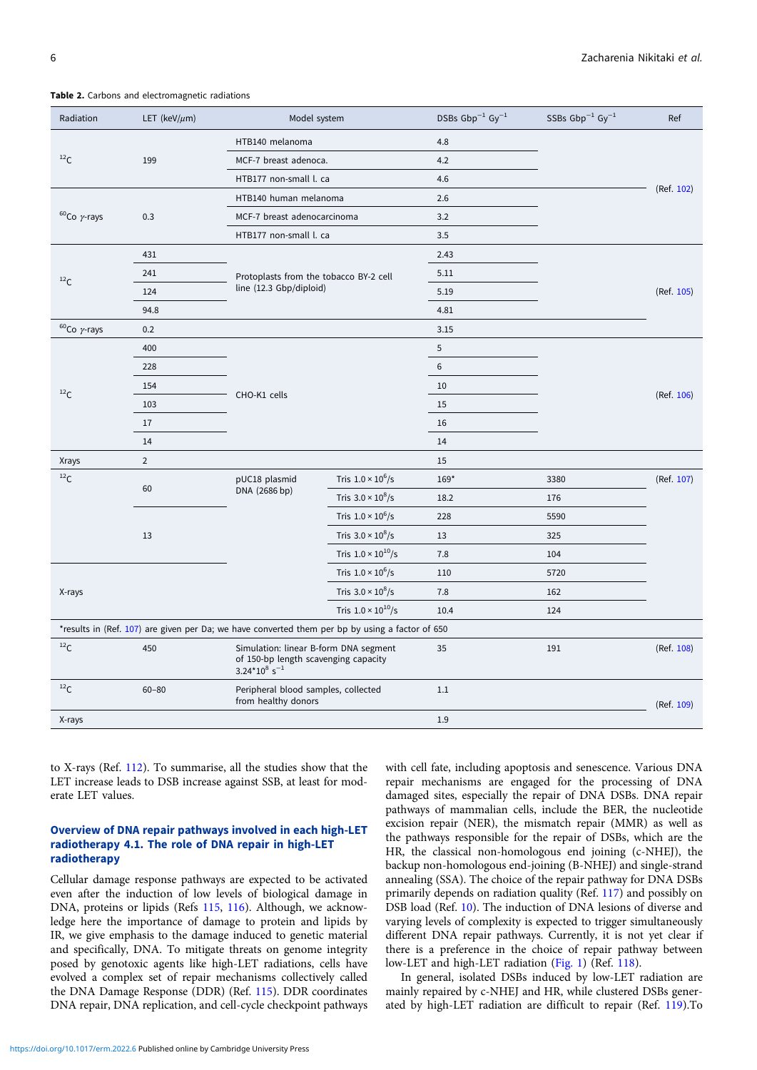**Table 2.** Carbons and electromagnetic radiations

| Radiation | LET (keV/$\mu$m) | Model system | | DSBs $Gbp^{-1}$ $Gy^{-1}$ | SSBs $Gbp^{-1}$ $Gy^{-1}$ | Ref |
|---|---|---|---|---|---|---|
| $^{12}C$ | 199 | HTB140 melanoma | | 4.8 | | (Ref. 102) |
| | | MCF-7 breast adenoca. | | 4.2 | | |
| | | HTB177 non-small l. ca | | 4.6 | | |
| $^{60}Co$ $\gamma$-rays | 0.3 | HTB140 human melanoma | | 2.6 | | |
| | | MCF-7 breast adenocarcinoma | | 3.2 | | |
| | | HTB177 non-small l. ca | | 3.5 | | |
| $^{12}C$ | 431 | Protoplasts from the tobacco BY-2 cell line (12.3 Gbp/diploid) | | 2.43 | | (Ref. 105) |
| | 241 | | | 5.11 | | |
| | 124 | | | 5.19 | | |
| | 94.8 | | | 4.81 | | |
| $^{60}Co$ $\gamma$-rays | 0.2 | | | 3.15 | | |
| $^{12}C$ | 400 | CHO-K1 cells | | 5 | | (Ref. 106) |
| | 228 | | | 6 | | |
| | 154 | | | 10 | | |
| | 103 | | | 15 | | |
| | 17 | | | 16 | | |
| | 14 | | | 14 | | |
| Xrays | 2 | | | 15 | | |
| $^{12}C$ | 60 | pUC18 plasmid DNA (2686 bp) | Tris $1.0\times10^{6}$/s | 169* | 3380 | (Ref. 107) |
| | | | Tris $3.0\times10^{8}$/s | 18.2 | 176 | |
| | 13 | | Tris $1.0\times10^{6}$/s | 228 | 5590 | |
| | | | Tris $3.0\times10^{8}$/s | 13 | 325 | |
| | | | Tris $1.0\times10^{10}$/s | 7.8 | 104 | |
| X-rays | | | Tris $1.0\times10^{6}$/s | 110 | 5720 | |
| | | | Tris $3.0\times10^{8}$/s | 7.8 | 162 | |
| | | | Tris $1.0\times10^{10}$/s | 10.4 | 124 | |
| *results in (Ref. 107) are given per Da; we have converted them per bp by using a factor of 650 | | | | | | |
| $^{12}C$ | 450 | Simulation: linear B-form DNA segment of 150-bp length scavenging capacity $3.24*10^{8}$ $s^{-1}$ | | 35 | 191 | (Ref. 108) |
| $^{12}C$ | 60–80 | Peripheral blood samples, collected from healthy donors | | 1.1 | | (Ref. 109) |
| X-rays | | | | 1.9 | | |

to X-rays (Ref. 112). To summarise, all the studies show that the LET increase leads to DSB increase against SSB, at least for moderate LET values.

## Overview of DNA repair pathways involved in each high-LET radiotherapy 4.1. The role of DNA repair in high-LET radiotherapy

Cellular damage response pathways are expected to be activated even after the induction of low levels of biological damage in DNA, proteins or lipids (Refs 115, 116). Although, we acknowledge here the importance of damage to protein and lipids by IR, we give emphasis to the damage induced to genetic material and specifically, DNA. To mitigate threats on genome integrity posed by genotoxic agents like high-LET radiations, cells have evolved a complex set of repair mechanisms collectively called the DNA Damage Response (DDR) (Ref. 115). DDR coordinates DNA repair, DNA replication, and cell-cycle checkpoint pathways with cell fate, including apoptosis and senescence. Various DNA repair mechanisms are engaged for the processing of DNA damaged sites, especially the repair of DNA DSBs. DNA repair pathways of mammalian cells, include the BER, the nucleotide excision repair (NER), the mismatch repair (MMR) as well as the pathways responsible for the repair of DSBs, which are the HR, the classical non-homologous end joining (c-NHEJ), the backup non-homologous end-joining (B-NHEJ) and single-strand annealing (SSA). The choice of the repair pathway for DNA DSBs primarily depends on radiation quality (Ref. 117) and possibly on DSB load (Ref. 10). The induction of DNA lesions of diverse and varying levels of complexity is expected to trigger simultaneously different DNA repair pathways. Currently, it is not yet clear if there is a preference in the choice of repair pathway between low-LET and high-LET radiation (Fig. 1) (Ref. 118).

In general, isolated DSBs induced by low-LET radiation are mainly repaired by c-NHEJ and HR, while clustered DSBs generated by high-LET radiation are difficult to repair (Ref. 119).To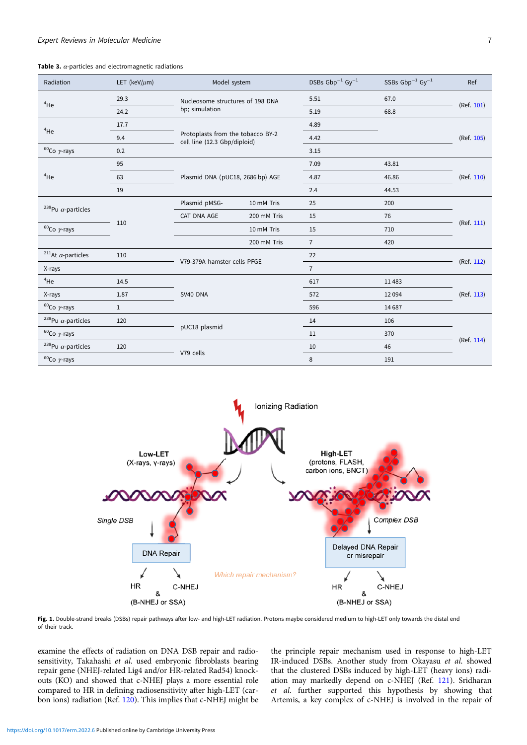**Table 3.** $\alpha$-particles and electromagnetic radiations

| Radiation | LET (keV/$\mu$m) | Model system | | DSBs $Gbp^{-1}$ $Gy^{-1}$ | SSBs $Gbp^{-1}$ $Gy^{-1}$ | Ref |
|---|---|---|---|---|---|---|
| $^4$He | 29.3 | Nucleosome structures of 198 DNA bp; simulation | | 5.51 | 67.0 | (Ref. 101) |
| | 24.2 | | | 5.19 | 68.8 | |
| $^4$He | 17.7 | Protoplasts from the tobacco BY-2 cell line (12.3 Gbp/diploid) | | 4.89 | | (Ref. 105) |
| | 9.4 | | | 4.42 | | |
| $^{60}$Co $\gamma$-rays | 0.2 | | | 3.15 | | |
| $^4$He | 95 | Plasmid DNA (pUC18, 2686 bp) AGE | | 7.09 | 43.81 | (Ref. 110) |
| | 63 | | | 4.87 | 46.86 | |
| | 19 | | | 2.4 | 44.53 | |
| $^{238}$Pu $\alpha$-particles | 110 | Plasmid pMSG-CAT DNA AGE | 10 mM Tris | 25 | 200 | (Ref. 111) |
| | | | 200 mM Tris | 15 | 76 | |
| $^{60}$Co $\gamma$-rays | | | 10 mM Tris | 15 | 710 | |
| | | | 200 mM Tris | 7 | 420 | |
| $^{211}$At $\alpha$-particles | 110 | V79-379A hamster cells PFGE | | 22 | | (Ref. 112) |
| X-rays | | | | 7 | | |
| $^4$He | 14.5 | SV40 DNA | | 617 | 11 483 | (Ref. 113) |
| X-rays | 1.87 | | | 572 | 12 094 | |
| $^{60}$Co $\gamma$-rays | 1 | | | 596 | 14 687 | |
| $^{238}$Pu $\alpha$-particles | 120 | pUC18 plasmid | | 14 | 106 | (Ref. 114) |
| $^{60}$Co $\gamma$-rays | | | | 11 | 370 | |
| $^{238}$Pu $\alpha$-particles | 120 | V79 cells | | 10 | 46 | |
| $^{60}$Co $\gamma$-rays | | | | 8 | 191 | |

**Fig. 1.** Double-strand breaks (DSBs) repair pathways after low- and high-LET radiation. Protons maybe considered medium to high-LET only towards the distal end of their track.

examine the effects of radiation on DNA DSB repair and radiosensitivity, Takahashi *et al.* used embryonic fibroblasts bearing repair gene (NHEJ-related Lig4 and/or HR-related Rad54) knockouts (KO) and showed that c-NHEJ plays a more essential role compared to HR in defining radiosensitivity after high-LET (carbon ions) radiation (Ref. 120). This implies that c-NHEJ might be the principle repair mechanism used in response to high-LET IR-induced DSBs. Another study from Okayasu *et al.* showed that the clustered DSBs induced by high-LET (heavy ions) radiation may markedly depend on c-NHEJ (Ref. 121). Sridharan *et al.* further supported this hypothesis by showing that Artemis, a key complex of c-NHEJ is involved in the repair of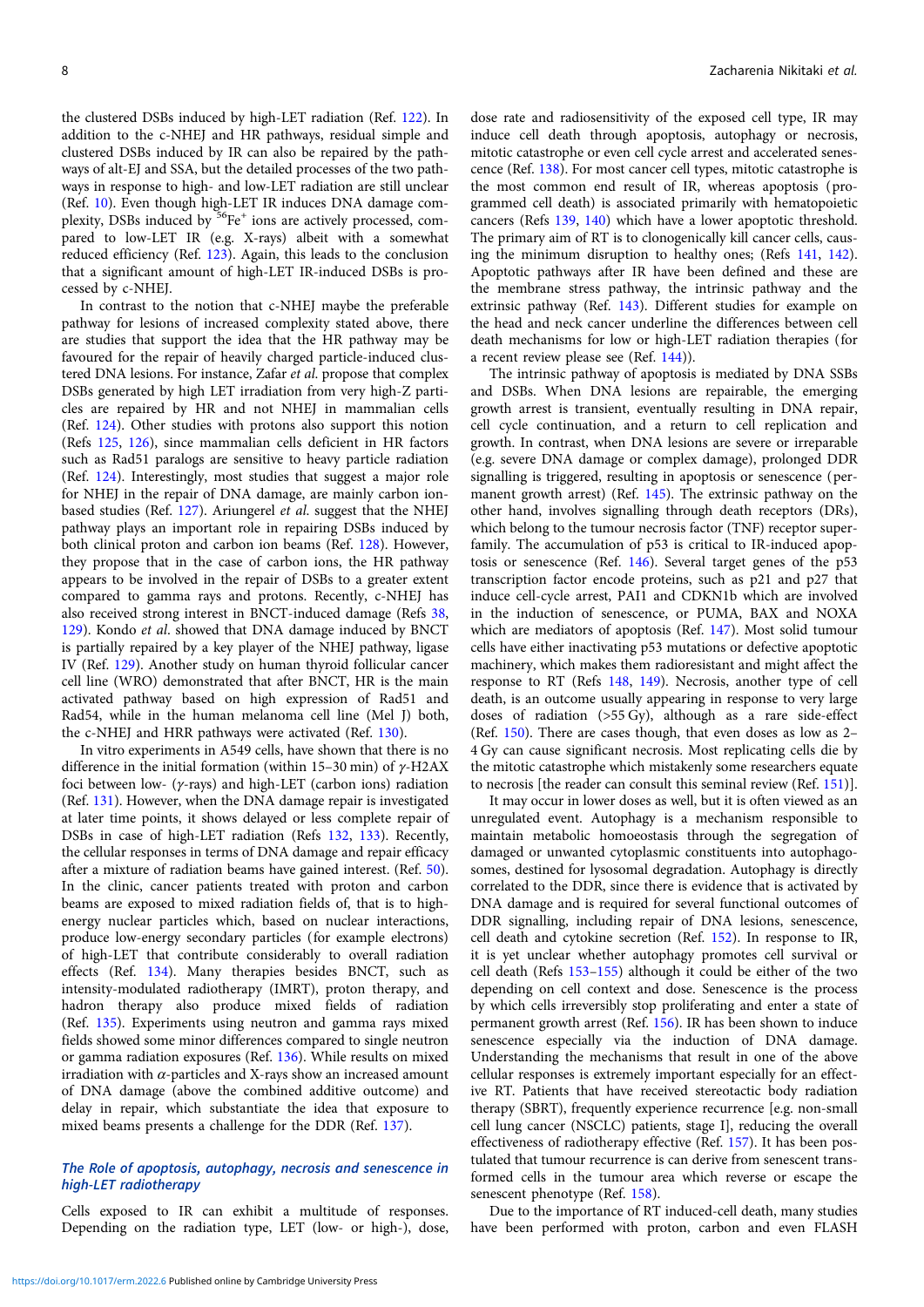the clustered DSBs induced by high-LET radiation (Ref. 122). In addition to the c-NHEJ and HR pathways, residual simple and clustered DSBs induced by IR can also be repaired by the pathways of alt-EJ and SSA, but the detailed processes of the two pathways in response to high- and low-LET radiation are still unclear (Ref. 10). Even though high-LET IR induces DNA damage complexity, DSBs induced by $^{56}Fe^{+}$ ions are actively processed, compared to low-LET IR (e.g. X-rays) albeit with a somewhat reduced efficiency (Ref. 123). Again, this leads to the conclusion that a significant amount of high-LET IR-induced DSBs is processed by c-NHEJ.

In contrast to the notion that c-NHEJ maybe the preferable pathway for lesions of increased complexity stated above, there are studies that support the idea that the HR pathway may be favoured for the repair of heavily charged particle-induced clustered DNA lesions. For instance, Zafar *et al.* propose that complex DSBs generated by high LET irradiation from very high-Z particles are repaired by HR and not NHEJ in mammalian cells (Ref. 124). Other studies with protons also support this notion (Refs 125, 126), since mammalian cells deficient in HR factors such as Rad51 paralogs are sensitive to heavy particle radiation (Ref. 124). Interestingly, most studies that suggest a major role for NHEJ in the repair of DNA damage, are mainly carbon ion-based studies (Ref. 127). Ariungerel *et al.* suggest that the NHEJ pathway plays an important role in repairing DSBs induced by both clinical proton and carbon ion beams (Ref. 128). However, they propose that in the case of carbon ions, the HR pathway appears to be involved in the repair of DSBs to a greater extent compared to gamma rays and protons. Recently, c-NHEJ has also received strong interest in BNCT-induced damage (Refs 38, 129). Kondo *et al.* showed that DNA damage induced by BNCT is partially repaired by a key player of the NHEJ pathway, ligase IV (Ref. 129). Another study on human thyroid follicular cancer cell line (WRO) demonstrated that after BNCT, HR is the main activated pathway based on high expression of Rad51 and Rad54, while in the human melanoma cell line (Mel J) both, the c-NHEJ and HRR pathways were activated (Ref. 130).

In vitro experiments in A549 cells, have shown that there is no difference in the initial formation (within 15–30 min) of $\gamma$-H2AX foci between low- ($\gamma$-rays) and high-LET (carbon ions) radiation (Ref. 131). However, when the DNA damage repair is investigated at later time points, it shows delayed or less complete repair of DSBs in case of high-LET radiation (Refs 132, 133). Recently, the cellular responses in terms of DNA damage and repair efficacy after a mixture of radiation beams have gained interest. (Ref. 50). In the clinic, cancer patients treated with proton and carbon beams are exposed to mixed radiation fields of, that is to high-energy nuclear particles which, based on nuclear interactions, produce low-energy secondary particles (for example electrons) of high-LET that contribute considerably to overall radiation effects (Ref. 134). Many therapies besides BNCT, such as intensity-modulated radiotherapy (IMRT), proton therapy, and hadron therapy also produce mixed fields of radiation (Ref. 135). Experiments using neutron and gamma rays mixed fields showed some minor differences compared to single neutron or gamma radiation exposures (Ref. 136). While results on mixed irradiation with $\alpha$-particles and X-rays show an increased amount of DNA damage (above the combined additive outcome) and delay in repair, which substantiate the idea that exposure to mixed beams presents a challenge for the DDR (Ref. 137).

### The Role of apoptosis, autophagy, necrosis and senescence in high-LET radiotherapy

Cells exposed to IR can exhibit a multitude of responses. Depending on the radiation type, LET (low- or high-), dose, dose rate and radiosensitivity of the exposed cell type, IR may induce cell death through apoptosis, autophagy or necrosis, mitotic catastrophe or even cell cycle arrest and accelerated senescence (Ref. 138). For most cancer cell types, mitotic catastrophe is the most common end result of IR, whereas apoptosis (programmed cell death) is associated primarily with hematopoietic cancers (Refs 139, 140) which have a lower apoptotic threshold. The primary aim of RT is to clonogenically kill cancer cells, causing the minimum disruption to healthy ones; (Refs 141, 142). Apoptotic pathways after IR have been defined and these are the membrane stress pathway, the intrinsic pathway and the extrinsic pathway (Ref. 143). Different studies for example on the head and neck cancer underline the differences between cell death mechanisms for low or high-LET radiation therapies (for a recent review please see (Ref. 144)).

The intrinsic pathway of apoptosis is mediated by DNA SSBs and DSBs. When DNA lesions are repairable, the emerging growth arrest is transient, eventually resulting in DNA repair, cell cycle continuation, and a return to cell replication and growth. In contrast, when DNA lesions are severe or irreparable (e.g. severe DNA damage or complex damage), prolonged DDR signalling is triggered, resulting in apoptosis or senescence (permanent growth arrest) (Ref. 145). The extrinsic pathway on the other hand, involves signalling through death receptors (DRs), which belong to the tumour necrosis factor (TNF) receptor superfamily. The accumulation of p53 is critical to IR-induced apoptosis or senescence (Ref. 146). Several target genes of the p53 transcription factor encode proteins, such as p21 and p27 that induce cell-cycle arrest, PAI1 and CDKN1b which are involved in the induction of senescence, or PUMA, BAX and NOXA which are mediators of apoptosis (Ref. 147). Most solid tumour cells have either inactivating p53 mutations or defective apoptotic machinery, which makes them radioresistant and might affect the response to RT (Refs 148, 149). Necrosis, another type of cell death, is an outcome usually appearing in response to very large doses of radiation (>55 Gy), although as a rare side-effect (Ref. 150). There are cases though, that even doses as low as 2–4 Gy can cause significant necrosis. Most replicating cells die by the mitotic catastrophe which mistakenly some researchers equate to necrosis [the reader can consult this seminal review (Ref. 151)].

It may occur in lower doses as well, but it is often viewed as an unregulated event. Autophagy is a mechanism responsible to maintain metabolic homoeostasis through the segregation of damaged or unwanted cytoplasmic constituents into autophagosomes, destined for lysosomal degradation. Autophagy is directly correlated to the DDR, since there is evidence that is activated by DNA damage and is required for several functional outcomes of DDR signalling, including repair of DNA lesions, senescence, cell death and cytokine secretion (Ref. 152). In response to IR, it is yet unclear whether autophagy promotes cell survival or cell death (Refs 153–155) although it could be either of the two depending on cell context and dose. Senescence is the process by which cells irreversibly stop proliferating and enter a state of permanent growth arrest (Ref. 156). IR has been shown to induce senescence especially via the induction of DNA damage. Understanding the mechanisms that result in one of the above cellular responses is extremely important especially for an effective RT. Patients that have received stereotactic body radiation therapy (SBRT), frequently experience recurrence [e.g. non-small cell lung cancer (NSCLC) patients, stage I], reducing the overall effectiveness of radiotherapy effective (Ref. 157). It has been postulated that tumour recurrence is can derive from senescent transformed cells in the tumour area which reverse or escape the senescent phenotype (Ref. 158).

Due to the importance of RT induced-cell death, many studies have been performed with proton, carbon and even FLASH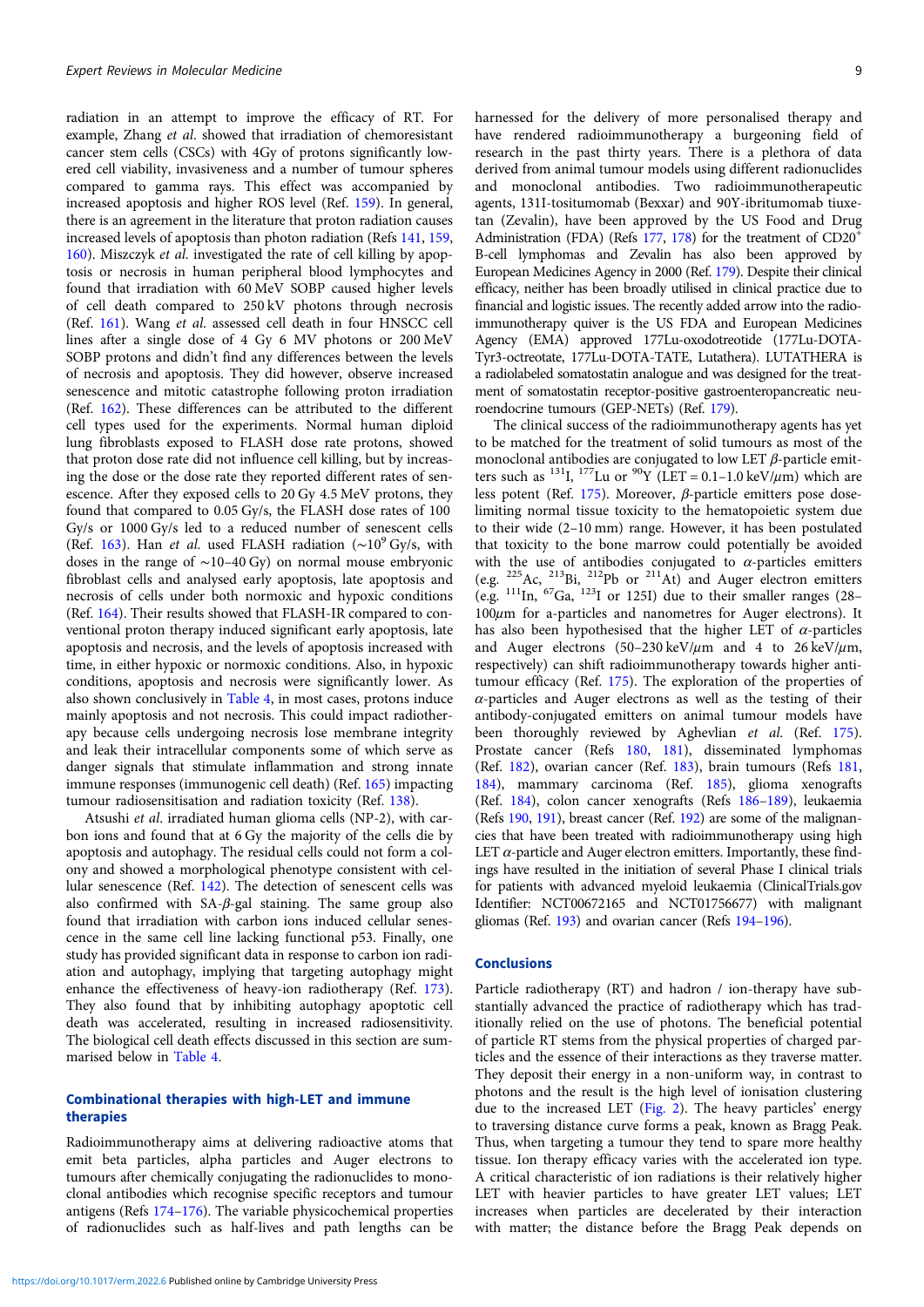radiation in an attempt to improve the efficacy of RT. For example, Zhang *et al*. showed that irradiation of chemoresistant cancer stem cells (CSCs) with 4Gy of protons significantly lowered cell viability, invasiveness and a number of tumour spheres compared to gamma rays. This effect was accompanied by increased apoptosis and higher ROS level (Ref. 159). In general, there is an agreement in the literature that proton radiation causes increased levels of apoptosis than photon radiation (Refs 141, 159, 160). Miszczyk *et al*. investigated the rate of cell killing by apoptosis or necrosis in human peripheral blood lymphocytes and found that irradiation with 60 MeV SOBP caused higher levels of cell death compared to 250 kV photons through necrosis (Ref. 161). Wang *et al*. assessed cell death in four HNSCC cell lines after a single dose of 4 Gy 6 MV photons or 200 MeV SOBP protons and didn't find any differences between the levels of necrosis and apoptosis. They did however, observe increased senescence and mitotic catastrophe following proton irradiation (Ref. 162). These differences can be attributed to the different cell types used for the experiments. Normal human diploid lung fibroblasts exposed to FLASH dose rate protons, showed that proton dose rate did not influence cell killing, but by increasing the dose or the dose rate they reported different rates of senescence. After they exposed cells to 20 Gy 4.5 MeV protons, they found that compared to 0.05 Gy/s, the FLASH dose rates of 100 Gy/s or 1000 Gy/s led to a reduced number of senescent cells (Ref. 163). Han *et al*. used FLASH radiation (~$10^9$ Gy/s, with doses in the range of ~10–40 Gy) on normal mouse embryonic fibroblast cells and analysed early apoptosis, late apoptosis and necrosis of cells under both normoxic and hypoxic conditions (Ref. 164). Their results showed that FLASH-IR compared to conventional proton therapy induced significant early apoptosis, late apoptosis and necrosis, and the levels of apoptosis increased with time, in either hypoxic or normoxic conditions. Also, in hypoxic conditions, apoptosis and necrosis were significantly lower. As also shown conclusively in Table 4, in most cases, protons induce mainly apoptosis and not necrosis. This could impact radiotherapy because cells undergoing necrosis lose membrane integrity and leak their intracellular components some of which serve as danger signals that stimulate inflammation and strong innate immune responses (immunogenic cell death) (Ref. 165) impacting tumour radiosensitisation and radiation toxicity (Ref. 138).

Atsushi *et al*. irradiated human glioma cells (NP-2), with carbon ions and found that at 6 Gy the majority of the cells die by apoptosis and autophagy. The residual cells could not form a colony and showed a morphological phenotype consistent with cellular senescence (Ref. 142). The detection of senescent cells was also confirmed with SA-$\beta$-gal staining. The same group also found that irradiation with carbon ions induced cellular senescence in the same cell line lacking functional p53. Finally, one study has provided significant data in response to carbon ion radiation and autophagy, implying that targeting autophagy might enhance the effectiveness of heavy-ion radiotherapy (Ref. 173). They also found that by inhibiting autophagy apoptotic cell death was accelerated, resulting in increased radiosensitivity. The biological cell death effects discussed in this section are summarised below in Table 4.

## Combinational therapies with high-LET and immune therapies

Radioimmunotherapy aims at delivering radioactive atoms that emit beta particles, alpha particles and Auger electrons to tumours after chemically conjugating the radionuclides to monoclonal antibodies which recognise specific receptors and tumour antigens (Refs 174–176). The variable physicochemical properties of radionuclides such as half-lives and path lengths can be harnessed for the delivery of more personalised therapy and have rendered radioimmunotherapy a burgeoning field of research in the past thirty years. There is a plethora of data derived from animal tumour models using different radionuclides and monoclonal antibodies. Two radioimmunotherapeutic agents, 131I-tositumomab (Bexxar) and 90Y-ibritumomab tiuxetan (Zevalin), have been approved by the US Food and Drug Administration (FDA) (Refs 177, 178) for the treatment of CD20$^+$ B-cell lymphomas and Zevalin has also been approved by European Medicines Agency in 2000 (Ref. 179). Despite their clinical efficacy, neither has been broadly utilised in clinical practice due to financial and logistic issues. The recently added arrow into the radioimmunotherapy quiver is the US FDA and European Medicines Agency (EMA) approved 177Lu-oxodotreotide (177Lu-DOTA-Tyr3-octreotate, 177Lu-DOTA-TATE, Lutathera). LUTATHERA is a radiolabeled somatostatin analogue and was designed for the treatment of somatostatin receptor-positive gastroenteropancreatic neuroendocrine tumours (GEP-NETs) (Ref. 179).

The clinical success of the radioimmunotherapy agents has yet to be matched for the treatment of solid tumours as most of the monoclonal antibodies are conjugated to low LET $\beta$-particle emitters such as $^{131}$I, $^{177}$Lu or $^{90}$Y (LET = 0.1–1.0 keV/$\mu$m) which are less potent (Ref. 175). Moreover, $\beta$-particle emitters pose dose-limiting normal tissue toxicity to the hematopoietic system due to their wide (2–10 mm) range. However, it has been postulated that toxicity to the bone marrow could potentially be avoided with the use of antibodies conjugated to $\alpha$-particles emitters (e.g. $^{225}$Ac, $^{213}$Bi, $^{212}$Pb or $^{211}$At) and Auger electron emitters (e.g. $^{111}$In, $^{67}$Ga, $^{123}$I or 125I) due to their smaller ranges (28–100$\mu$m for a-particles and nanometres for Auger electrons). It has also been hypothesised that the higher LET of $\alpha$-particles and Auger electrons (50–230 keV/$\mu$m and 4 to 26 keV/$\mu$m, respectively) can shift radioimmunotherapy towards higher antitumour efficacy (Ref. 175). The exploration of the properties of $\alpha$-particles and Auger electrons as well as the testing of their antibody-conjugated emitters on animal tumour models have been thoroughly reviewed by Aghevlian *et al*. (Ref. 175). Prostate cancer (Refs 180, 181), disseminated lymphomas (Ref. 182), ovarian cancer (Ref. 183), brain tumours (Refs 181, 184), mammary carcinoma (Ref. 185), glioma xenografts (Ref. 184), colon cancer xenografts (Refs 186–189), leukaemia (Refs 190, 191), breast cancer (Ref. 192) are some of the malignancies that have been treated with radioimmunotherapy using high LET $\alpha$-particle and Auger electron emitters. Importantly, these findings have resulted in the initiation of several Phase I clinical trials for patients with advanced myeloid leukaemia (ClinicalTrials.gov Identifier: NCT00672165 and NCT01756677) with malignant gliomas (Ref. 193) and ovarian cancer (Refs 194–196).

## Conclusions

Particle radiotherapy (RT) and hadron / ion-therapy have substantially advanced the practice of radiotherapy which has traditionally relied on the use of photons. The beneficial potential of particle RT stems from the physical properties of charged particles and the essence of their interactions as they traverse matter. They deposit their energy in a non-uniform way, in contrast to photons and the result is the high level of ionisation clustering due to the increased LET (Fig. 2). The heavy particles' energy to traversing distance curve forms a peak, known as Bragg Peak. Thus, when targeting a tumour they tend to spare more healthy tissue. Ion therapy efficacy varies with the accelerated ion type. A critical characteristic of ion radiations is their relatively higher LET with heavier particles to have greater LET values; LET increases when particles are decelerated by their interaction with matter; the distance before the Bragg Peak depends on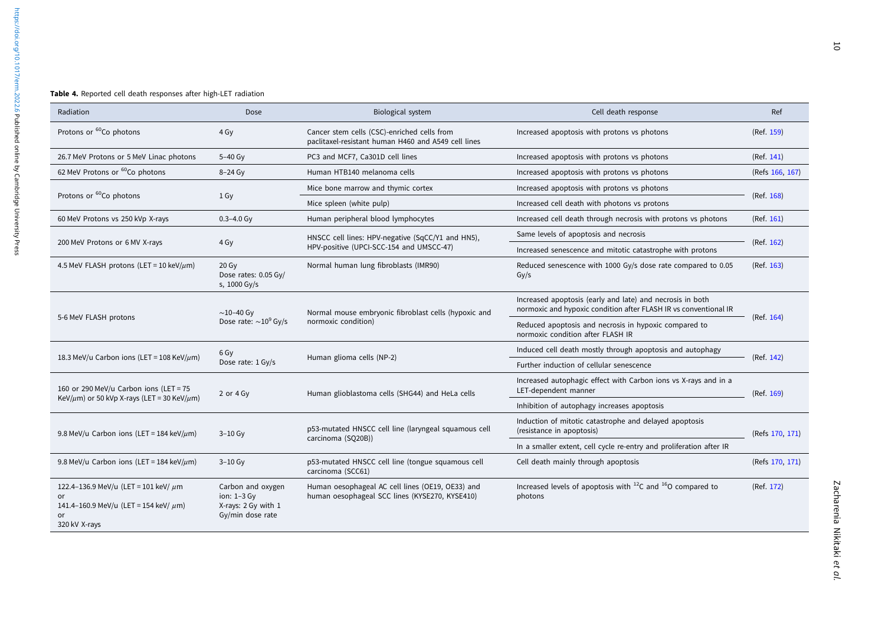**Table 4.** Reported cell death responses after high-LET radiation

| Radiation | Dose | Biological system | Cell death response | Ref |
|---|---|---|---|---|
| Protons or $^{60}$Co photons | 4 Gy | Cancer stem cells (CSC)-enriched cells from paclitaxel-resistant human H460 and A549 cell lines | Increased apoptosis with protons vs photons | (Ref. 159) |
| 26.7 MeV Protons or 5 MeV Linac photons | 5–40 Gy | PC3 and MCF7, Ca301D cell lines | Increased apoptosis with protons vs photons | (Ref. 141) |
| 62 MeV Protons or $^{60}$Co photons | 8–24 Gy | Human HTB140 melanoma cells | Increased apoptosis with protons vs photons | (Refs 166, 167) |
| Protons or $^{60}$Co photons | 1 Gy | Mice bone marrow and thymic cortex | Increased apoptosis with protons vs photons | (Ref. 168) |
| | | Mice spleen (white pulp) | Increased cell death with photons vs protons | |
| 60 MeV Protons vs 250 kVp X-rays | 0.3–4.0 Gy | Human peripheral blood lymphocytes | Increased cell death through necrosis with protons vs photons | (Ref. 161) |
| 200 MeV Protons or 6 MV X-rays | 4 Gy | HNSCC cell lines: HPV-negative (SqCC/Y1 and HN5), HPV-positive (UPCI-SCC-154 and UMSCC-47) | Same levels of apoptosis and necrosis | (Ref. 162) |
| | | | Increased senescence and mitotic catastrophe with protons | |
| 4.5 MeV FLASH protons (LET = 10 keV/$\mu$m) | 20 Gy<br>Dose rates: 0.05 Gy/s, 1000 Gy/s | Normal human lung fibroblasts (IMR90) | Reduced senescence with 1000 Gy/s dose rate compared to 0.05 Gy/s | (Ref. 163) |
| 5-6 MeV FLASH protons | ~10–40 Gy<br>Dose rate: ~$10^9$ Gy/s | Normal mouse embryonic fibroblast cells (hypoxic and normoxic condition) | Increased apoptosis (early and late) and necrosis in both normoxic and hypoxic condition after FLASH IR vs conventional IR | (Ref. 164) |
| | | | Reduced apoptosis and necrosis in hypoxic compared to normoxic condition after FLASH IR | |
| 18.3 MeV/u Carbon ions (LET = 108 KeV/$\mu$m) | 6 Gy<br>Dose rate: 1 Gy/s | Human glioma cells (NP-2) | Induced cell death mostly through apoptosis and autophagy | (Ref. 142) |
| | | | Further induction of cellular senescence | |
| 160 or 290 MeV/u Carbon ions (LET = 75 KeV/$\mu$m) or 50 kVp X-rays (LET = 30 KeV/$\mu$m) | 2 or 4 Gy | Human glioblastoma cells (SHG44) and HeLa cells | Increased autophagic effect with Carbon ions vs X-rays and in a LET-dependent manner | (Ref. 169) |
| | | | Inhibition of autophagy increases apoptosis | |
| 9.8 MeV/u Carbon ions (LET = 184 keV/$\mu$m) | 3–10 Gy | p53-mutated HNSCC cell line (laryngeal squamous cell carcinoma (SQ20B)) | Induction of mitotic catastrophe and delayed apoptosis (resistance in apoptosis) | (Refs 170, 171) |
| | | | In a smaller extent, cell cycle re-entry and proliferation after IR | |
| 9.8 MeV/u Carbon ions (LET = 184 keV/$\mu$m) | 3–10 Gy | p53-mutated HNSCC cell line (tongue squamous cell carcinoma (SCC61) | Cell death mainly through apoptosis | (Refs 170, 171) |
| 122.4–136.9 MeV/u (LET = 101 keV/ $\mu$m<br>or<br>141.4–160.9 MeV/u (LET = 154 keV/ $\mu$m)<br>or<br>320 kV X-rays | Carbon and oxygen ion: 1–3 Gy<br>X-rays: 2 Gy with 1 Gy/min dose rate | Human oesophageal AC cell lines (OE19, OE33) and human oesophageal SCC lines (KYSE270, KYSE410) | Increased levels of apoptosis with $^{12}$C and $^{16}$O compared to photons | (Ref. 172) |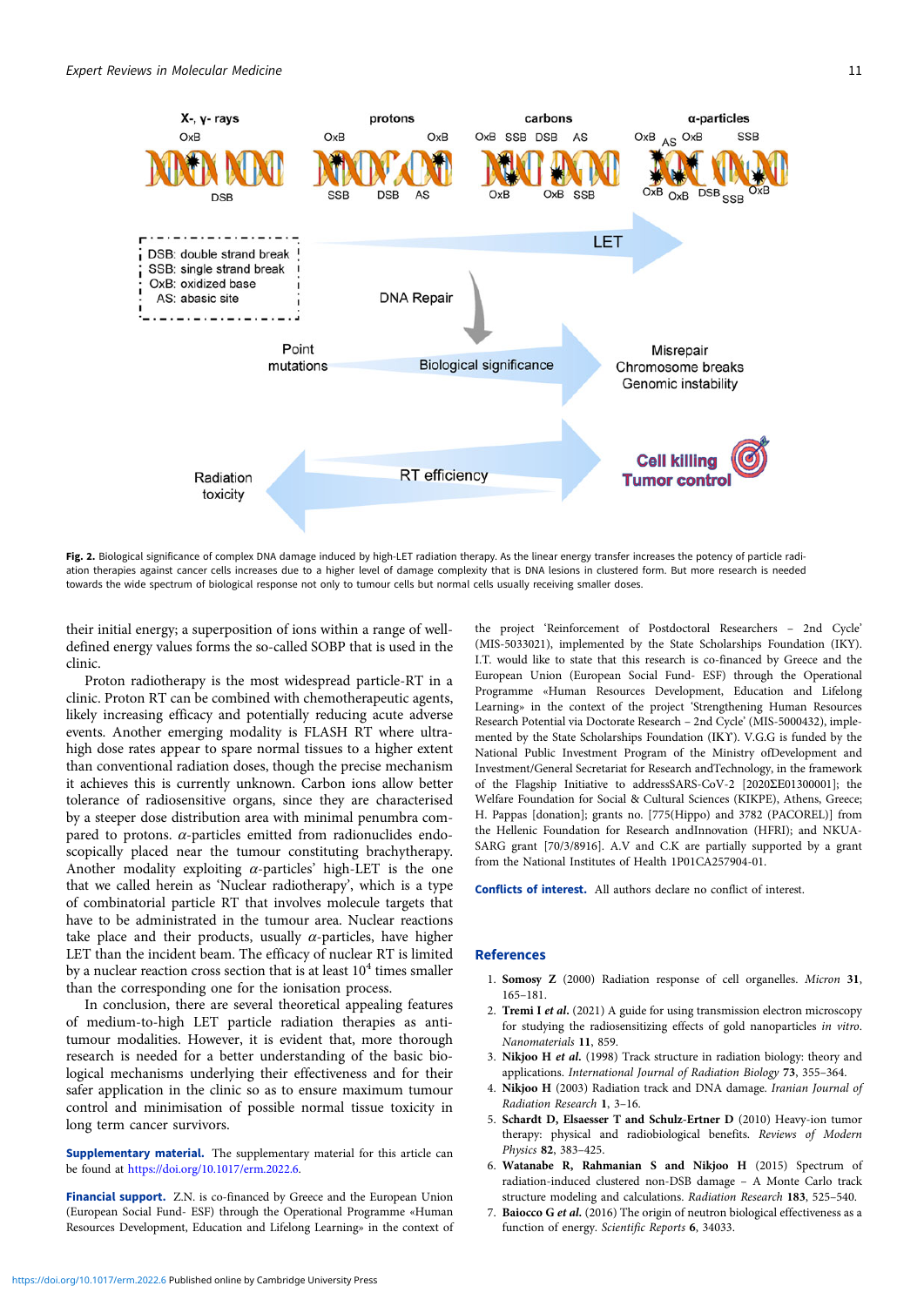Fig. 2. Biological significance of complex DNA damage induced by high-LET radiation therapy. As the linear energy transfer increases the potency of particle radiation therapies against cancer cells increases due to a higher level of damage complexity that is DNA lesions in clustered form. But more research is needed towards the wide spectrum of biological response not only to tumour cells but normal cells usually receiving smaller doses.

their initial energy; a superposition of ions within a range of well-defined energy values forms the so-called SOBP that is used in the clinic.

Proton radiotherapy is the most widespread particle-RT in a clinic. Proton RT can be combined with chemotherapeutic agents, likely increasing efficacy and potentially reducing acute adverse events. Another emerging modality is FLASH RT where ultra-high dose rates appear to spare normal tissues to a higher extent than conventional radiation doses, though the precise mechanism it achieves this is currently unknown. Carbon ions allow better tolerance of radiosensitive organs, since they are characterised by a steeper dose distribution area with minimal penumbra compared to protons. $\alpha$-particles emitted from radionuclides endoscopically placed near the tumour constituting brachytherapy. Another modality exploiting $\alpha$-particles' high-LET is the one that we called herein as 'Nuclear radiotherapy', which is a type of combinatorial particle RT that involves molecule targets that have to be administrated in the tumour area. Nuclear reactions take place and their products, usually $\alpha$-particles, have higher LET than the incident beam. The efficacy of nuclear RT is limited by a nuclear reaction cross section that is at least $10^4$ times smaller than the corresponding one for the ionisation process.

In conclusion, there are several theoretical appealing features of medium-to-high LET particle radiation therapies as anti-tumour modalities. However, it is evident that, more thorough research is needed for a better understanding of the basic biological mechanisms underlying their effectiveness and for their safer application in the clinic so as to ensure maximum tumour control and minimisation of possible normal tissue toxicity in long term cancer survivors.

**Supplementary material.** The supplementary material for this article can be found at https://doi.org/10.1017/erm.2022.6.

**Financial support.** Z.N. is co-financed by Greece and the European Union (European Social Fund- ESF) through the Operational Programme «Human Resources Development, Education and Lifelong Learning» in the context of the project 'Reinforcement of Postdoctoral Researchers – 2nd Cycle' (MIS-5033021), implemented by the State Scholarships Foundation (IKY). I.T. would like to state that this research is co-financed by Greece and the European Union (European Social Fund- ESF) through the Operational Programme «Human Resources Development, Education and Lifelong Learning» in the context of the project 'Strengthening Human Resources Research Potential via Doctorate Research – 2nd Cycle' (MIS-5000432), implemented by the State Scholarships Foundation (IKY). V.G.G is funded by the National Public Investment Program of the Ministry ofDevelopment and Investment/General Secretariat for Research andTechnology, in the framework of the Flagship Initiative to addressSARS-CoV-2 [2020ΣΕ01300001]; the Welfare Foundation for Social & Cultural Sciences (KIKPE), Athens, Greece; H. Pappas [donation]; grants no. [775(Hippo) and 3782 (PACOREL)] from the Hellenic Foundation for Research andInnovation (HFRI); and NKUA-SARG grant [70/3/8916]. A.V and C.K are partially supported by a grant from the National Institutes of Health 1P01CA257904-01.

**Conflicts of interest.** All authors declare no conflict of interest.

## References

1. **Somosy Z** (2000) Radiation response of cell organelles. *Micron* **31**, 165–181.
2. **Tremi I *et al.*** (2021) A guide for using transmission electron microscopy for studying the radiosensitizing effects of gold nanoparticles *in vitro*. *Nanomaterials* **11**, 859.
3. **Nikjoo H *et al.*** (1998) Track structure in radiation biology: theory and applications. *International Journal of Radiation Biology* **73**, 355–364.
4. **Nikjoo H** (2003) Radiation track and DNA damage. *Iranian Journal of Radiation Research* **1**, 3–16.
5. **Schardt D, Elsaesser T and Schulz-Ertner D** (2010) Heavy-ion tumor therapy: physical and radiobiological benefits. *Reviews of Modern Physics* **82**, 383–425.
6. **Watanabe R, Rahmanian S and Nikjoo H** (2015) Spectrum of radiation-induced clustered non-DSB damage – A Monte Carlo track structure modeling and calculations. *Radiation Research* **183**, 525–540.
7. **Baiocco G *et al.*** (2016) The origin of neutron biological effectiveness as a function of energy. *Scientific Reports* **6**, 34033.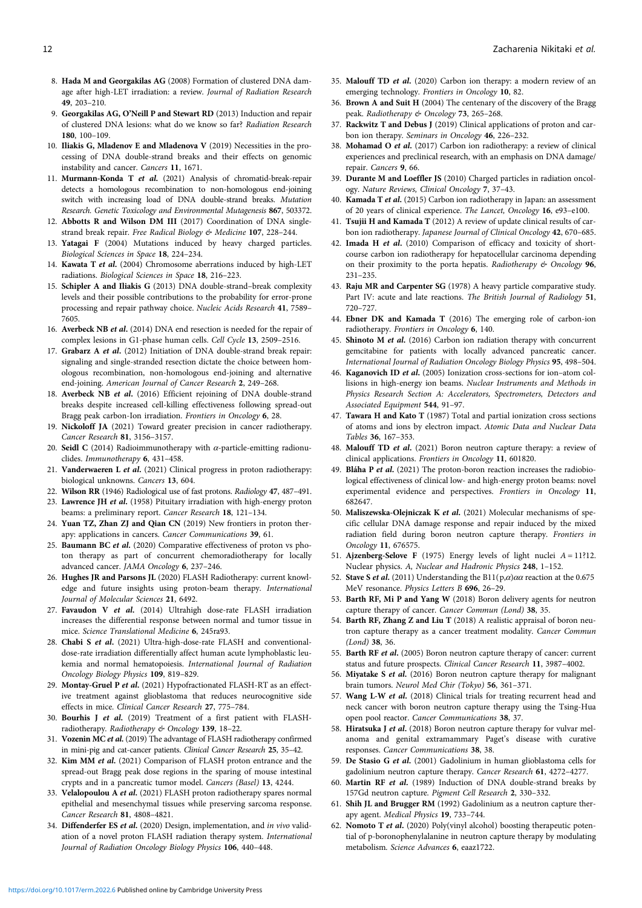8. **Hada M and Georgakilas AG** (2008) Formation of clustered DNA damage after high-LET irradiation: a review. *Journal of Radiation Research* **49**, 203–210.
9. **Georgakilas AG, O'Neill P and Stewart RD** (2013) Induction and repair of clustered DNA lesions: what do we know so far? *Radiation Research* **180**, 100–109.
10. **Iliakis G, Mladenov E and Mladenova V** (2019) Necessities in the processing of DNA double-strand breaks and their effects on genomic instability and cancer. *Cancers* **11**, 1671.
11. **Murmann-Konda T *et al.*** (2021) Analysis of chromatid-break-repair detects a homologous recombination to non-homologous end-joining switch with increasing load of DNA double-strand breaks. *Mutation Research. Genetic Toxicology and Environmental Mutagenesis* **867**, 503372.
12. **Abbotts R and Wilson DM III** (2017) Coordination of DNA single-strand break repair. *Free Radical Biology & Medicine* **107**, 228–244.
13. **Yatagai F** (2004) Mutations induced by heavy charged particles. *Biological Sciences in Space* **18**, 224–234.
14. **Kawata T *et al.*** (2004) Chromosome aberrations induced by high-LET radiations. *Biological Sciences in Space* **18**, 216–223.
15. **Schipler A and Iliakis G** (2013) DNA double-strand–break complexity levels and their possible contributions to the probability for error-prone processing and repair pathway choice. *Nucleic Acids Research* **41**, 7589–7605.
16. **Averbeck NB *et al.*** (2014) DNA end resection is needed for the repair of complex lesions in G1-phase human cells. *Cell Cycle* **13**, 2509–2516.
17. **Grabarz A *et al.*** (2012) Initiation of DNA double-strand break repair: signaling and single-stranded resection dictate the choice between homologous recombination, non-homologous end-joining and alternative end-joining. *American Journal of Cancer Research* **2**, 249–268.
18. **Averbeck NB *et al.*** (2016) Efficient rejoining of DNA double-strand breaks despite increased cell-killing effectiveness following spread-out Bragg peak carbon-Ion irradiation. *Frontiers in Oncology* **6**, 28.
19. **Nickoloff JA** (2021) Toward greater precision in cancer radiotherapy. *Cancer Research* **81**, 3156–3157.
20. **Seidl C** (2014) Radioimmunotherapy with $\alpha$-particle-emitting radionuclides. *Immunotherapy* **6**, 431–458.
21. **Vanderwaeren L *et al.*** (2021) Clinical progress in proton radiotherapy: biological unknowns. *Cancers* **13**, 604.
22. **Wilson RR** (1946) Radiological use of fast protons. *Radiology* **47**, 487–491.
23. **Lawrence JH *et al.*** (1958) Pituitary irradiation with high-energy proton beams: a preliminary report. *Cancer Research* **18**, 121–134.
24. **Yuan TZ, Zhan ZJ and Qian CN** (2019) New frontiers in proton therapy: applications in cancers. *Cancer Communications* **39**, 61.
25. **Baumann BC *et al.*** (2020) Comparative effectiveness of proton vs photon therapy as part of concurrent chemoradiotherapy for locally advanced cancer. *JAMA Oncology* **6**, 237–246.
26. **Hughes JR and Parsons JL** (2020) FLASH Radiotherapy: current knowledge and future insights using proton-beam therapy. *International Journal of Molecular Sciences* **21**, 6492.
27. **Favaudon V *et al.*** (2014) Ultrahigh dose-rate FLASH irradiation increases the differential response between normal and tumor tissue in mice. *Science Translational Medicine* **6**, 245ra93.
28. **Chabi S *et al.*** (2021) Ultra-high-dose-rate FLASH and conventional-dose-rate irradiation differentially affect human acute lymphoblastic leukemia and normal hematopoiesis. *International Journal of Radiation Oncology Biology Physics* **109**, 819–829.
29. **Montay-Gruel P *et al.*** (2021) Hypofractionated FLASH-RT as an effective treatment against glioblastoma that reduces neurocognitive side effects in mice. *Clinical Cancer Research* **27**, 775–784.
30. **Bourhis J *et al.*** (2019) Treatment of a first patient with FLASH-radiotherapy. *Radiotherapy & Oncology* **139**, 18–22.
31. **Vozenin MC *et al.*** (2019) The advantage of FLASH radiotherapy confirmed in mini-pig and cat-cancer patients. *Clinical Cancer Research* **25**, 35–42.
32. **Kim MM *et al.*** (2021) Comparison of FLASH proton entrance and the spread-out Bragg peak dose regions in the sparing of mouse intestinal crypts and in a pancreatic tumor model. *Cancers (Basel)* **13**, 4244.
33. **Velalopoulou A *et al.*** (2021) FLASH proton radiotherapy spares normal epithelial and mesenchymal tissues while preserving sarcoma response. *Cancer Research* **81**, 4808–4821.
34. **Diffenderfer ES *et al.*** (2020) Design, implementation, and *in vivo* validation of a novel proton FLASH radiation therapy system. *International Journal of Radiation Oncology Biology Physics* **106**, 440–448.
35. **Malouff TD *et al.*** (2020) Carbon ion therapy: a modern review of an emerging technology. *Frontiers in Oncology* **10**, 82.
36. **Brown A and Suit H** (2004) The centenary of the discovery of the Bragg peak. *Radiotherapy & Oncology* **73**, 265–268.
37. **Rackwitz T and Debus J** (2019) Clinical applications of proton and carbon ion therapy. *Seminars in Oncology* **46**, 226–232.
38. **Mohamad O *et al.*** (2017) Carbon ion radiotherapy: a review of clinical experiences and preclinical research, with an emphasis on DNA damage/repair. *Cancers* **9**, 66.
39. **Durante M and Loeffler JS** (2010) Charged particles in radiation oncology. *Nature Reviews, Clinical Oncology* **7**, 37–43.
40. **Kamada T *et al.*** (2015) Carbon ion radiotherapy in Japan: an assessment of 20 years of clinical experience. *The Lancet, Oncology* **16**, e93–e100.
41. **Tsujii H and Kamada T** (2012) A review of update clinical results of carbon ion radiotherapy. *Japanese Journal of Clinical Oncology* **42**, 670–685.
42. **Imada H *et al.*** (2010) Comparison of efficacy and toxicity of short-course carbon ion radiotherapy for hepatocellular carcinoma depending on their proximity to the porta hepatis. *Radiotherapy & Oncology* **96**, 231–235.
43. **Raju MR and Carpenter SG** (1978) A heavy particle comparative study. Part IV: acute and late reactions. *The British Journal of Radiology* **51**, 720–727.
44. **Ebner DK and Kamada T** (2016) The emerging role of carbon-ion radiotherapy. *Frontiers in Oncology* **6**, 140.
45. **Shinoto M *et al.*** (2016) Carbon ion radiation therapy with concurrent gemcitabine for patients with locally advanced pancreatic cancer. *International Journal of Radiation Oncology Biology Physics* **95**, 498–504.
46. **Kaganovich ID *et al.*** (2005) Ionization cross-sections for ion–atom collisions in high-energy ion beams. *Nuclear Instruments and Methods in Physics Research Section A: Accelerators, Spectrometers, Detectors and Associated Equipment* **544**, 91–97.
47. **Tawara H and Kato T** (1987) Total and partial ionization cross sections of atoms and ions by electron impact. *Atomic Data and Nuclear Data Tables* **36**, 167–353.
48. **Malouff TD *et al.*** (2021) Boron neutron capture therapy: a review of clinical applications. *Frontiers in Oncology* **11**, 601820.
49. **Bláha P *et al.*** (2021) The proton-boron reaction increases the radiobiological effectiveness of clinical low- and high-energy proton beams: novel experimental evidence and perspectives. *Frontiers in Oncology* **11**, 682647.
50. **Maliszewska-Olejniczak K *et al.*** (2021) Molecular mechanisms of specific cellular DNA damage response and repair induced by the mixed radiation field during boron neutron capture therapy. *Frontiers in Oncology* **11**, 676575.
51. **Ajzenberg-Selove F** (1975) Energy levels of light nuclei $A = 11?12$. Nuclear physics. *A, Nuclear and Hadronic Physics* **248**, 1–152.
52. **Stave S *et al.*** (2011) Understanding the B11(p,$\alpha$)$\alpha\alpha$ reaction at the 0.675 MeV resonance. *Physics Letters B* **696**, 26–29.
53. **Barth RF, Mi P and Yang W** (2018) Boron delivery agents for neutron capture therapy of cancer. *Cancer Commun (Lond)* **38**, 35.
54. **Barth RF, Zhang Z and Liu T** (2018) A realistic appraisal of boron neutron capture therapy as a cancer treatment modality. *Cancer Commun (Lond)* **38**, 36.
55. **Barth RF *et al.*** (2005) Boron neutron capture therapy of cancer: current status and future prospects. *Clinical Cancer Research* **11**, 3987–4002.
56. **Miyatake S *et al.*** (2016) Boron neutron capture therapy for malignant brain tumors. *Neurol Med Chir (Tokyo)* **56**, 361–371.
57. **Wang L-W *et al.*** (2018) Clinical trials for treating recurrent head and neck cancer with boron neutron capture therapy using the Tsing-Hua open pool reactor. *Cancer Communications* **38**, 37.
58. **Hiratsuka J *et al.*** (2018) Boron neutron capture therapy for vulvar melanoma and genital extramammary Paget's disease with curative responses. *Cancer Communications* **38**, 38.
59. **De Stasio G *et al.*** (2001) Gadolinium in human glioblastoma cells for gadolinium neutron capture therapy. *Cancer Research* **61**, 4272–4277.
60. **Martin RF *et al.*** (1989) Induction of DNA double-strand breaks by 157Gd neutron capture. *Pigment Cell Research* **2**, 330–332.
61. **Shih JL and Brugger RM** (1992) Gadolinium as a neutron capture therapy agent. *Medical Physics* **19**, 733–744.
62. **Nomoto T *et al.*** (2020) Poly(vinyl alcohol) boosting therapeutic potential of p-boronophenylalanine in neutron capture therapy by modulating metabolism. *Science Advances* **6**, eaaz1722.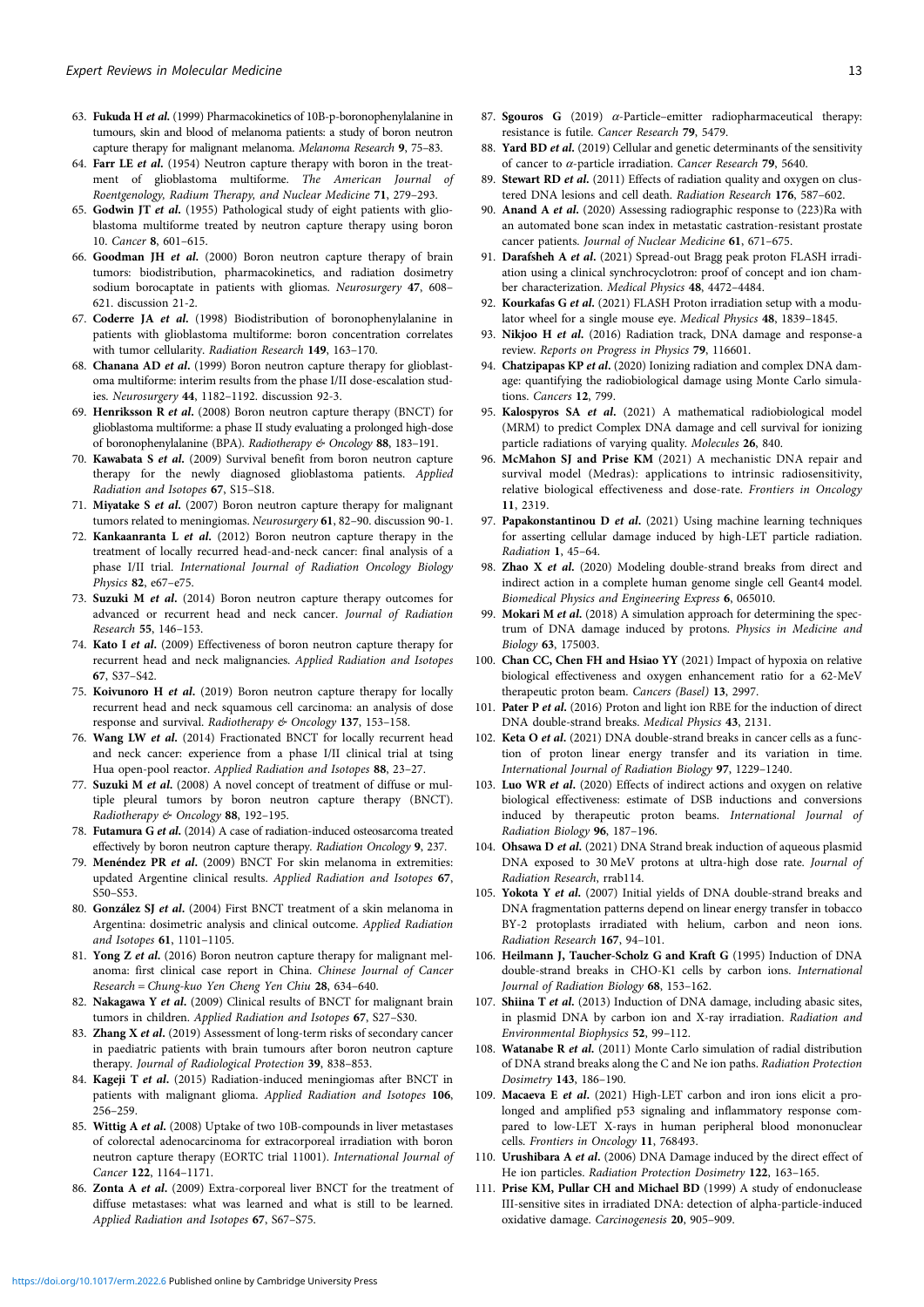63. **Fukuda H *et al.*** (1999) Pharmacokinetics of 10B-p-boronophenylalanine in tumours, skin and blood of melanoma patients: a study of boron neutron capture therapy for malignant melanoma. *Melanoma Research* **9**, 75–83.
64. **Farr LE *et al.*** (1954) Neutron capture therapy with boron in the treatment of glioblastoma multiforme. *The American Journal of Roentgenology, Radium Therapy, and Nuclear Medicine* **71**, 279–293.
65. **Godwin JT *et al.*** (1955) Pathological study of eight patients with glioblastoma multiforme treated by neutron capture therapy using boron 10. *Cancer* **8**, 601–615.
66. **Goodman JH *et al.*** (2000) Boron neutron capture therapy of brain tumors: biodistribution, pharmacokinetics, and radiation dosimetry sodium borocaptate in patients with gliomas. *Neurosurgery* **47**, 608–621. discussion 21-2.
67. **Coderre JA *et al.*** (1998) Biodistribution of boronophenylalanine in patients with glioblastoma multiforme: boron concentration correlates with tumor cellularity. *Radiation Research* **149**, 163–170.
68. **Chanana AD *et al.*** (1999) Boron neutron capture therapy for glioblastoma multiforme: interim results from the phase I/II dose-escalation studies. *Neurosurgery* **44**, 1182–1192. discussion 92-3.
69. **Henriksson R *et al.*** (2008) Boron neutron capture therapy (BNCT) for glioblastoma multiforme: a phase II study evaluating a prolonged high-dose of boronophenylalanine (BPA). *Radiotherapy & Oncology* **88**, 183–191.
70. **Kawabata S *et al.*** (2009) Survival benefit from boron neutron capture therapy for the newly diagnosed glioblastoma patients. *Applied Radiation and Isotopes* **67**, S15–S18.
71. **Miyatake S *et al.*** (2007) Boron neutron capture therapy for malignant tumors related to meningiomas. *Neurosurgery* **61**, 82–90. discussion 90-1.
72. **Kankaanranta L *et al.*** (2012) Boron neutron capture therapy in the treatment of locally recurred head-and-neck cancer: final analysis of a phase I/II trial. *International Journal of Radiation Oncology Biology Physics* **82**, e67–e75.
73. **Suzuki M *et al.*** (2014) Boron neutron capture therapy outcomes for advanced or recurrent head and neck cancer. *Journal of Radiation Research* **55**, 146–153.
74. **Kato I *et al.*** (2009) Effectiveness of boron neutron capture therapy for recurrent head and neck malignancies. *Applied Radiation and Isotopes* **67**, S37–S42.
75. **Koivunoro H *et al.*** (2019) Boron neutron capture therapy for locally recurrent head and neck squamous cell carcinoma: an analysis of dose response and survival. *Radiotherapy & Oncology* **137**, 153–158.
76. **Wang LW *et al.*** (2014) Fractionated BNCT for locally recurrent head and neck cancer: experience from a phase I/II clinical trial at tsing Hua open-pool reactor. *Applied Radiation and Isotopes* **88**, 23–27.
77. **Suzuki M *et al.*** (2008) A novel concept of treatment of diffuse or multiple pleural tumors by boron neutron capture therapy (BNCT). *Radiotherapy & Oncology* **88**, 192–195.
78. **Futamura G *et al.*** (2014) A case of radiation-induced osteosarcoma treated effectively by boron neutron capture therapy. *Radiation Oncology* **9**, 237.
79. **Menéndez PR *et al.*** (2009) BNCT For skin melanoma in extremities: updated Argentine clinical results. *Applied Radiation and Isotopes* **67**, S50–S53.
80. **González SJ *et al.*** (2004) First BNCT treatment of a skin melanoma in Argentina: dosimetric analysis and clinical outcome. *Applied Radiation and Isotopes* **61**, 1101–1105.
81. **Yong Z *et al.*** (2016) Boron neutron capture therapy for malignant melanoma: first clinical case report in China. *Chinese Journal of Cancer Research = Chung-kuo Yen Cheng Yen Chiu* **28**, 634–640.
82. **Nakagawa Y *et al.*** (2009) Clinical results of BNCT for malignant brain tumors in children. *Applied Radiation and Isotopes* **67**, S27–S30.
83. **Zhang X *et al.*** (2019) Assessment of long-term risks of secondary cancer in paediatric patients with brain tumours after boron neutron capture therapy. *Journal of Radiological Protection* **39**, 838–853.
84. **Kageji T *et al.*** (2015) Radiation-induced meningiomas after BNCT in patients with malignant glioma. *Applied Radiation and Isotopes* **106**, 256–259.
85. **Wittig A *et al.*** (2008) Uptake of two 10B-compounds in liver metastases of colorectal adenocarcinoma for extracorporeal irradiation with boron neutron capture therapy (EORTC trial 11001). *International Journal of Cancer* **122**, 1164–1171.
86. **Zonta A *et al.*** (2009) Extra-corporeal liver BNCT for the treatment of diffuse metastases: what was learned and what is still to be learned. *Applied Radiation and Isotopes* **67**, S67–S75.
87. **Sgouros G** (2019) $\alpha$-Particle–emitter radiopharmaceutical therapy: resistance is futile. *Cancer Research* **79**, 5479.
88. **Yard BD *et al.*** (2019) Cellular and genetic determinants of the sensitivity of cancer to $\alpha$-particle irradiation. *Cancer Research* **79**, 5640.
89. **Stewart RD *et al.*** (2011) Effects of radiation quality and oxygen on clustered DNA lesions and cell death. *Radiation Research* **176**, 587–602.
90. **Anand A *et al.*** (2020) Assessing radiographic response to (223)Ra with an automated bone scan index in metastatic castration-resistant prostate cancer patients. *Journal of Nuclear Medicine* **61**, 671–675.
91. **Darafsheh A *et al.*** (2021) Spread-out Bragg peak proton FLASH irradiation using a clinical synchrocyclotron: proof of concept and ion chamber characterization. *Medical Physics* **48**, 4472–4484.
92. **Kourkafas G *et al.*** (2021) FLASH Proton irradiation setup with a modulator wheel for a single mouse eye. *Medical Physics* **48**, 1839–1845.
93. **Nikjoo H *et al.*** (2016) Radiation track, DNA damage and response-a review. *Reports on Progress in Physics* **79**, 116601.
94. **Chatzipapas KP *et al.*** (2020) Ionizing radiation and complex DNA damage: quantifying the radiobiological damage using Monte Carlo simulations. *Cancers* **12**, 799.
95. **Kalospyros SA *et al.*** (2021) A mathematical radiobiological model (MRM) to predict Complex DNA damage and cell survival for ionizing particle radiations of varying quality. *Molecules* **26**, 840.
96. **McMahon SJ and Prise KM** (2021) A mechanistic DNA repair and survival model (Medras): applications to intrinsic radiosensitivity, relative biological effectiveness and dose-rate. *Frontiers in Oncology* **11**, 2319.
97. **Papakonstantinou D *et al.*** (2021) Using machine learning techniques for asserting cellular damage induced by high-LET particle radiation. *Radiation* **1**, 45–64.
98. **Zhao X *et al.*** (2020) Modeling double-strand breaks from direct and indirect action in a complete human genome single cell Geant4 model. *Biomedical Physics and Engineering Express* **6**, 065010.
99. **Mokari M *et al.*** (2018) A simulation approach for determining the spectrum of DNA damage induced by protons. *Physics in Medicine and Biology* **63**, 175003.
100. **Chan CC, Chen FH and Hsiao YY** (2021) Impact of hypoxia on relative biological effectiveness and oxygen enhancement ratio for a 62-MeV therapeutic proton beam. *Cancers (Basel)* **13**, 2997.
101. **Pater P *et al.*** (2016) Proton and light ion RBE for the induction of direct DNA double-strand breaks. *Medical Physics* **43**, 2131.
102. **Keta O *et al.*** (2021) DNA double-strand breaks in cancer cells as a function of proton linear energy transfer and its variation in time. *International Journal of Radiation Biology* **97**, 1229–1240.
103. **Luo WR *et al.*** (2020) Effects of indirect actions and oxygen on relative biological effectiveness: estimate of DSB inductions and conversions induced by therapeutic proton beams. *International Journal of Radiation Biology* **96**, 187–196.
104. **Ohsawa D *et al.*** (2021) DNA Strand break induction of aqueous plasmid DNA exposed to 30 MeV protons at ultra-high dose rate. *Journal of Radiation Research*, rrab114.
105. **Yokota Y *et al.*** (2007) Initial yields of DNA double-strand breaks and DNA fragmentation patterns depend on linear energy transfer in tobacco BY-2 protoplasts irradiated with helium, carbon and neon ions. *Radiation Research* **167**, 94–101.
106. **Heilmann J, Taucher-Scholz G and Kraft G** (1995) Induction of DNA double-strand breaks in CHO-K1 cells by carbon ions. *International Journal of Radiation Biology* **68**, 153–162.
107. **Shiina T *et al.*** (2013) Induction of DNA damage, including abasic sites, in plasmid DNA by carbon ion and X-ray irradiation. *Radiation and Environmental Biophysics* **52**, 99–112.
108. **Watanabe R *et al.*** (2011) Monte Carlo simulation of radial distribution of DNA strand breaks along the C and Ne ion paths. *Radiation Protection Dosimetry* **143**, 186–190.
109. **Macaeva E *et al.*** (2021) High-LET carbon and iron ions elicit a prolonged and amplified p53 signaling and inflammatory response compared to low-LET X-rays in human peripheral blood mononuclear cells. *Frontiers in Oncology* **11**, 768493.
110. **Urushibara A *et al.*** (2006) DNA Damage induced by the direct effect of He ion particles. *Radiation Protection Dosimetry* **122**, 163–165.
111. **Prise KM, Pullar CH and Michael BD** (1999) A study of endonuclease III-sensitive sites in irradiated DNA: detection of alpha-particle-induced oxidative damage. *Carcinogenesis* **20**, 905–909.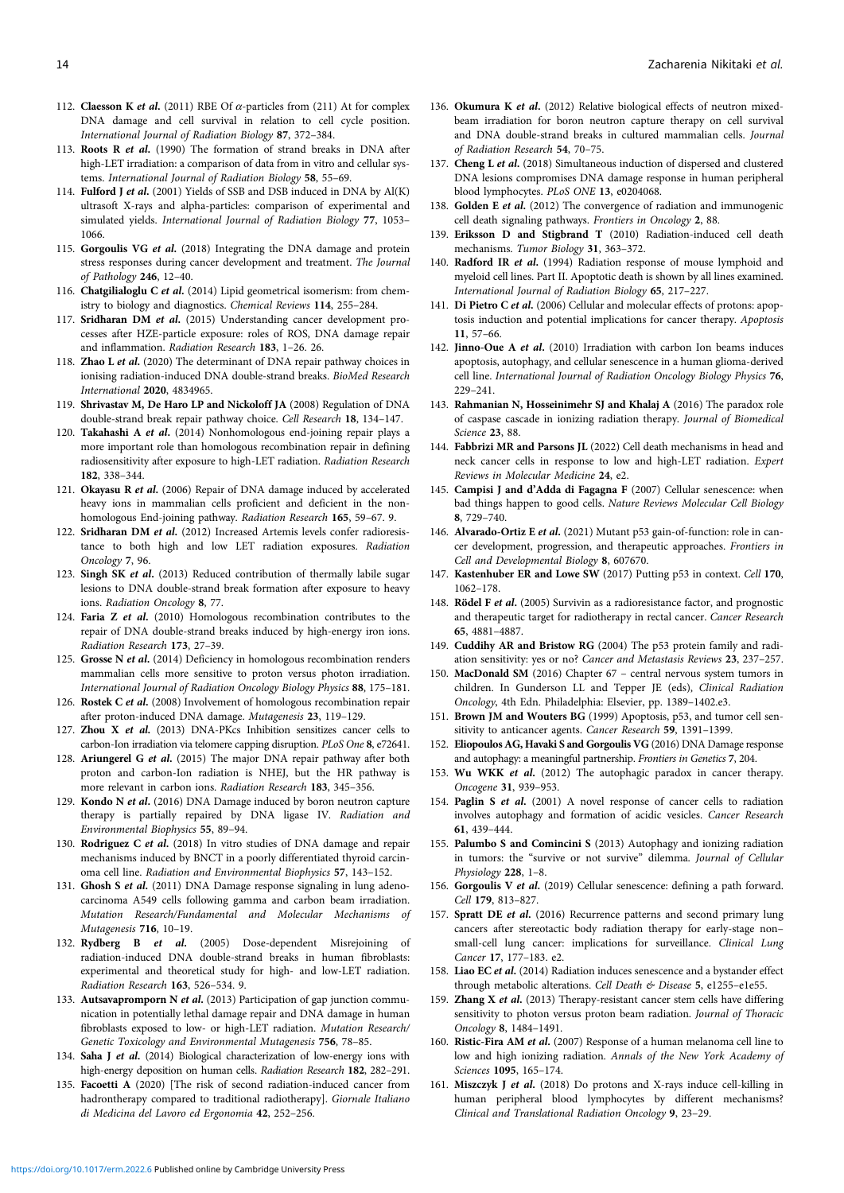112. **Claesson K *et al.*** (2011) RBE Of $\alpha$-particles from (211) At for complex DNA damage and cell survival in relation to cell cycle position. *International Journal of Radiation Biology* **87**, 372–384.
113. **Roots R *et al.*** (1990) The formation of strand breaks in DNA after high-LET irradiation: a comparison of data from in vitro and cellular systems. *International Journal of Radiation Biology* **58**, 55–69.
114. **Fulford J *et al.*** (2001) Yields of SSB and DSB induced in DNA by Al(K) ultrasoft X-rays and alpha-particles: comparison of experimental and simulated yields. *International Journal of Radiation Biology* **77**, 1053–1066.
115. **Gorgoulis VG *et al.*** (2018) Integrating the DNA damage and protein stress responses during cancer development and treatment. *The Journal of Pathology* **246**, 12–40.
116. **Chatgilialoglu C *et al.*** (2014) Lipid geometrical isomerism: from chemistry to biology and diagnostics. *Chemical Reviews* **114**, 255–284.
117. **Sridharan DM *et al.*** (2015) Understanding cancer development processes after HZE-particle exposure: roles of ROS, DNA damage repair and inflammation. *Radiation Research* **183**, 1–26. 26.
118. **Zhao L *et al.*** (2020) The determinant of DNA repair pathway choices in ionising radiation-induced DNA double-strand breaks. *BioMed Research International* **2020**, 4834965.
119. **Shrivastav M, De Haro LP and Nickoloff JA** (2008) Regulation of DNA double-strand break repair pathway choice. *Cell Research* **18**, 134–147.
120. **Takahashi A *et al.*** (2014) Nonhomologous end-joining repair plays a more important role than homologous recombination repair in defining radiosensitivity after exposure to high-LET radiation. *Radiation Research* **182**, 338–344.
121. **Okayasu R *et al.*** (2006) Repair of DNA damage induced by accelerated heavy ions in mammalian cells proficient and deficient in the non-homologous End-joining pathway. *Radiation Research* **165**, 59–67. 9.
122. **Sridharan DM *et al.*** (2012) Increased Artemis levels confer radioresistance to both high and low LET radiation exposures. *Radiation Oncology* **7**, 96.
123. **Singh SK *et al.*** (2013) Reduced contribution of thermally labile sugar lesions to DNA double-strand break formation after exposure to heavy ions. *Radiation Oncology* **8**, 77.
124. **Faria Z *et al.*** (2010) Homologous recombination contributes to the repair of DNA double-strand breaks induced by high-energy iron ions. *Radiation Research* **173**, 27–39.
125. **Grosse N *et al.*** (2014) Deficiency in homologous recombination renders mammalian cells more sensitive to proton versus photon irradiation. *International Journal of Radiation Oncology Biology Physics* **88**, 175–181.
126. **Rostek C *et al.*** (2008) Involvement of homologous recombination repair after proton-induced DNA damage. *Mutagenesis* **23**, 119–129.
127. **Zhou X *et al.*** (2013) DNA-PKcs Inhibition sensitizes cancer cells to carbon-Ion irradiation via telomere capping disruption. *PLoS One* **8**, e72641.
128. **Ariungerel G *et al.*** (2015) The major DNA repair pathway after both proton and carbon-Ion radiation is NHEJ, but the HR pathway is more relevant in carbon ions. *Radiation Research* **183**, 345–356.
129. **Kondo N *et al.*** (2016) DNA Damage induced by boron neutron capture therapy is partially repaired by DNA ligase IV. *Radiation and Environmental Biophysics* **55**, 89–94.
130. **Rodriguez C *et al.*** (2018) In vitro studies of DNA damage and repair mechanisms induced by BNCT in a poorly differentiated thyroid carcinoma cell line. *Radiation and Environmental Biophysics* **57**, 143–152.
131. **Ghosh S *et al.*** (2011) DNA Damage response signaling in lung adenocarcinoma A549 cells following gamma and carbon beam irradiation. *Mutation Research/Fundamental and Molecular Mechanisms of Mutagenesis* **716**, 10–19.
132. **Rydberg B *et al.*** (2005) Dose-dependent Misrejoining of radiation-induced DNA double-strand breaks in human fibroblasts: experimental and theoretical study for high- and low-LET radiation. *Radiation Research* **163**, 526–534. 9.
133. **Autsavapromporn N *et al.*** (2013) Participation of gap junction communication in potentially lethal damage repair and DNA damage in human fibroblasts exposed to low- or high-LET radiation. *Mutation Research/Genetic Toxicology and Environmental Mutagenesis* **756**, 78–85.
134. **Saha J *et al.*** (2014) Biological characterization of low-energy ions with high-energy deposition on human cells. *Radiation Research* **182**, 282–291.
135. **Facoetti A** (2020) [The risk of second radiation-induced cancer from hadrontherapy compared to traditional radiotherapy]. *Giornale Italiano di Medicina del Lavoro ed Ergonomia* **42**, 252–256.
136. **Okumura K *et al.*** (2012) Relative biological effects of neutron mixed-beam irradiation for boron neutron capture therapy on cell survival and DNA double-strand breaks in cultured mammalian cells. *Journal of Radiation Research* **54**, 70–75.
137. **Cheng L *et al.*** (2018) Simultaneous induction of dispersed and clustered DNA lesions compromises DNA damage response in human peripheral blood lymphocytes. *PLoS ONE* **13**, e0204068.
138. **Golden E *et al.*** (2012) The convergence of radiation and immunogenic cell death signaling pathways. *Frontiers in Oncology* **2**, 88.
139. **Eriksson D and Stigbrand T** (2010) Radiation-induced cell death mechanisms. *Tumor Biology* **31**, 363–372.
140. **Radford IR *et al.*** (1994) Radiation response of mouse lymphoid and myeloid cell lines. Part II. Apoptotic death is shown by all lines examined. *International Journal of Radiation Biology* **65**, 217–227.
141. **Di Pietro C *et al.*** (2006) Cellular and molecular effects of protons: apoptosis induction and potential implications for cancer therapy. *Apoptosis* **11**, 57–66.
142. **Jinno-Oue A *et al.*** (2010) Irradiation with carbon Ion beams induces apoptosis, autophagy, and cellular senescence in a human glioma-derived cell line. *International Journal of Radiation Oncology Biology Physics* **76**, 229–241.
143. **Rahmanian N, Hosseinimehr SJ and Khalaj A** (2016) The paradox role of caspase cascade in ionizing radiation therapy. *Journal of Biomedical Science* **23**, 88.
144. **Fabbrizi MR and Parsons JL** (2022) Cell death mechanisms in head and neck cancer cells in response to low and high-LET radiation. *Expert Reviews in Molecular Medicine* **24**, e2.
145. **Campisi J and d'Adda di Fagagna F** (2007) Cellular senescence: when bad things happen to good cells. *Nature Reviews Molecular Cell Biology* **8**, 729–740.
146. **Alvarado-Ortiz E *et al.*** (2021) Mutant p53 gain-of-function: role in cancer development, progression, and therapeutic approaches. *Frontiers in Cell and Developmental Biology* **8**, 607670.
147. **Kastenhuber ER and Lowe SW** (2017) Putting p53 in context. *Cell* **170**, 1062–178.
148. **Rödel F *et al.*** (2005) Survivin as a radioresistance factor, and prognostic and therapeutic target for radiotherapy in rectal cancer. *Cancer Research* **65**, 4881–4887.
149. **Cuddihy AR and Bristow RG** (2004) The p53 protein family and radiation sensitivity: yes or no? *Cancer and Metastasis Reviews* **23**, 237–257.
150. **MacDonald SM** (2016) Chapter 67 – central nervous system tumors in children. In Gunderson LL and Tepper JE (eds), *Clinical Radiation Oncology*, 4th Edn. Philadelphia: Elsevier, pp. 1389–1402.e3.
151. **Brown JM and Wouters BG** (1999) Apoptosis, p53, and tumor cell sensitivity to anticancer agents. *Cancer Research* **59**, 1391–1399.
152. **Eliopoulos AG, Havaki S and Gorgoulis VG** (2016) DNA Damage response and autophagy: a meaningful partnership. *Frontiers in Genetics* **7**, 204.
153. **Wu WKK *et al.*** (2012) The autophagic paradox in cancer therapy. *Oncogene* **31**, 939–953.
154. **Paglin S *et al.*** (2001) A novel response of cancer cells to radiation involves autophagy and formation of acidic vesicles. *Cancer Research* **61**, 439–444.
155. **Palumbo S and Comincini S** (2013) Autophagy and ionizing radiation in tumors: the "survive or not survive" dilemma. *Journal of Cellular Physiology* **228**, 1–8.
156. **Gorgoulis V *et al.*** (2019) Cellular senescence: defining a path forward. *Cell* **179**, 813–827.
157. **Spratt DE *et al.*** (2016) Recurrence patterns and second primary lung cancers after stereotactic body radiation therapy for early-stage non–small-cell lung cancer: implications for surveillance. *Clinical Lung Cancer* **17**, 177–183. e2.
158. **Liao EC *et al.*** (2014) Radiation induces senescence and a bystander effect through metabolic alterations. *Cell Death & Disease* **5**, e1255–e1e55.
159. **Zhang X *et al.*** (2013) Therapy-resistant cancer stem cells have differing sensitivity to photon versus proton beam radiation. *Journal of Thoracic Oncology* **8**, 1484–1491.
160. **Ristic-Fira AM *et al.*** (2007) Response of a human melanoma cell line to low and high ionizing radiation. *Annals of the New York Academy of Sciences* **1095**, 165–174.
161. **Miszczyk J *et al.*** (2018) Do protons and X-rays induce cell-killing in human peripheral blood lymphocytes by different mechanisms? *Clinical and Translational Radiation Oncology* **9**, 23–29.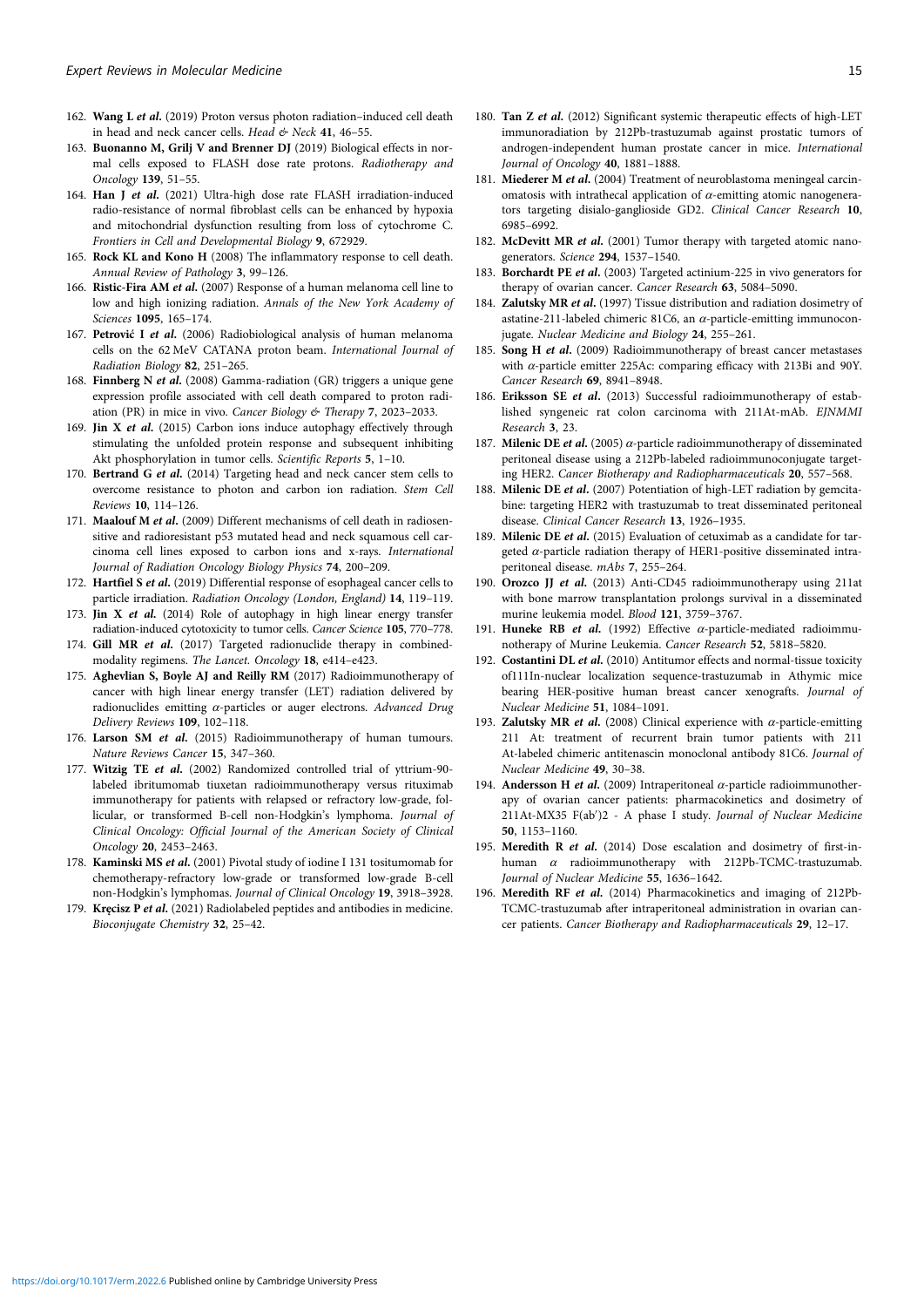162. **Wang L *et al.*** (2019) Proton versus photon radiation–induced cell death in head and neck cancer cells. *Head & Neck* **41**, 46–55.
163. **Buonanno M, Grilj V and Brenner DJ** (2019) Biological effects in normal cells exposed to FLASH dose rate protons. *Radiotherapy and Oncology* **139**, 51–55.
164. **Han J *et al.*** (2021) Ultra-high dose rate FLASH irradiation-induced radio-resistance of normal fibroblast cells can be enhanced by hypoxia and mitochondrial dysfunction resulting from loss of cytochrome C. *Frontiers in Cell and Developmental Biology* **9**, 672929.
165. **Rock KL and Kono H** (2008) The inflammatory response to cell death. *Annual Review of Pathology* **3**, 99–126.
166. **Ristic-Fira AM *et al.*** (2007) Response of a human melanoma cell line to low and high ionizing radiation. *Annals of the New York Academy of Sciences* **1095**, 165–174.
167. **Petrović I *et al.*** (2006) Radiobiological analysis of human melanoma cells on the 62 MeV CATANA proton beam. *International Journal of Radiation Biology* **82**, 251–265.
168. **Finnberg N *et al.*** (2008) Gamma-radiation (GR) triggers a unique gene expression profile associated with cell death compared to proton radiation (PR) in mice in vivo. *Cancer Biology & Therapy* **7**, 2023–2033.
169. **Jin X *et al.*** (2015) Carbon ions induce autophagy effectively through stimulating the unfolded protein response and subsequent inhibiting Akt phosphorylation in tumor cells. *Scientific Reports* **5**, 1–10.
170. **Bertrand G *et al.*** (2014) Targeting head and neck cancer stem cells to overcome resistance to photon and carbon ion radiation. *Stem Cell Reviews* **10**, 114–126.
171. **Maalouf M *et al.*** (2009) Different mechanisms of cell death in radiosensitive and radioresistant p53 mutated head and neck squamous cell carcinoma cell lines exposed to carbon ions and x-rays. *International Journal of Radiation Oncology Biology Physics* **74**, 200–209.
172. **Hartfiel S *et al.*** (2019) Differential response of esophageal cancer cells to particle irradiation. *Radiation Oncology (London, England)* **14**, 119–119.
173. **Jin X *et al.*** (2014) Role of autophagy in high linear energy transfer radiation-induced cytotoxicity to tumor cells. *Cancer Science* **105**, 770–778.
174. **Gill MR *et al.*** (2017) Targeted radionuclide therapy in combined-modality regimens. *The Lancet. Oncology* **18**, e414–e423.
175. **Aghevlian S, Boyle AJ and Reilly RM** (2017) Radioimmunotherapy of cancer with high linear energy transfer (LET) radiation delivered by radionuclides emitting $\alpha$-particles or auger electrons. *Advanced Drug Delivery Reviews* **109**, 102–118.
176. **Larson SM *et al.*** (2015) Radioimmunotherapy of human tumours. *Nature Reviews Cancer* **15**, 347–360.
177. **Witzig TE *et al.*** (2002) Randomized controlled trial of yttrium-90-labeled ibritumomab tiuxetan radioimmunotherapy versus rituximab immunotherapy for patients with relapsed or refractory low-grade, follicular, or transformed B-cell non-Hodgkin's lymphoma. *Journal of Clinical Oncology: Official Journal of the American Society of Clinical Oncology* **20**, 2453–2463.
178. **Kaminski MS *et al.*** (2001) Pivotal study of iodine I 131 tositumomab for chemotherapy-refractory low-grade or transformed low-grade B-cell non-Hodgkin's lymphomas. *Journal of Clinical Oncology* **19**, 3918–3928.
179. **Kręcisz P *et al.*** (2021) Radiolabeled peptides and antibodies in medicine. *Bioconjugate Chemistry* **32**, 25–42.
180. **Tan Z *et al.*** (2012) Significant systemic therapeutic effects of high-LET immunoradiation by 212Pb-trastuzumab against prostatic tumors of androgen-independent human prostate cancer in mice. *International Journal of Oncology* **40**, 1881–1888.
181. **Miederer M *et al.*** (2004) Treatment of neuroblastoma meningeal carcinomatosis with intrathecal application of $\alpha$-emitting atomic nanogenerators targeting disialo-ganglioside GD2. *Clinical Cancer Research* **10**, 6985–6992.
182. **McDevitt MR *et al.*** (2001) Tumor therapy with targeted atomic nanogenerators. *Science* **294**, 1537–1540.
183. **Borchardt PE *et al.*** (2003) Targeted actinium-225 in vivo generators for therapy of ovarian cancer. *Cancer Research* **63**, 5084–5090.
184. **Zalutsky MR *et al.*** (1997) Tissue distribution and radiation dosimetry of astatine-211-labeled chimeric 81C6, an $\alpha$-particle-emitting immunoconjugate. *Nuclear Medicine and Biology* **24**, 255–261.
185. **Song H *et al.*** (2009) Radioimmunotherapy of breast cancer metastases with $\alpha$-particle emitter 225Ac: comparing efficacy with 213Bi and 90Y. *Cancer Research* **69**, 8941–8948.
186. **Eriksson SE *et al.*** (2013) Successful radioimmunotherapy of established syngeneic rat colon carcinoma with 211At-mAb. *EJNMMI Research* **3**, 23.
187. **Milenic DE *et al.*** (2005) $\alpha$-particle radioimmunotherapy of disseminated peritoneal disease using a 212Pb-labeled radioimmunoconjugate targeting HER2. *Cancer Biotherapy and Radiopharmaceuticals* **20**, 557–568.
188. **Milenic DE *et al.*** (2007) Potentiation of high-LET radiation by gemcitabine: targeting HER2 with trastuzumab to treat disseminated peritoneal disease. *Clinical Cancer Research* **13**, 1926–1935.
189. **Milenic DE *et al.*** (2015) Evaluation of cetuximab as a candidate for targeted $\alpha$-particle radiation therapy of HER1-positive disseminated intraperitoneal disease. *mAbs* **7**, 255–264.
190. **Orozco JJ *et al.*** (2013) Anti-CD45 radioimmunotherapy using 211at with bone marrow transplantation prolongs survival in a disseminated murine leukemia model. *Blood* **121**, 3759–3767.
191. **Huneke RB *et al.*** (1992) Effective $\alpha$-particle-mediated radioimmunotherapy of Murine Leukemia. *Cancer Research* **52**, 5818–5820.
192. **Costantini DL *et al.*** (2010) Antitumor effects and normal-tissue toxicity of111In-nuclear localization sequence-trastuzumab in Athymic mice bearing HER-positive human breast cancer xenografts. *Journal of Nuclear Medicine* **51**, 1084–1091.
193. **Zalutsky MR *et al.*** (2008) Clinical experience with $\alpha$-particle-emitting 211 At: treatment of recurrent brain tumor patients with 211 At-labeled chimeric antitenascin monoclonal antibody 81C6. *Journal of Nuclear Medicine* **49**, 30–38.
194. **Andersson H *et al.*** (2009) Intraperitoneal $\alpha$-particle radioimmunotherapy of ovarian cancer patients: pharmacokinetics and dosimetry of 211At-MX35 F(ab′)2 - A phase I study. *Journal of Nuclear Medicine* **50**, 1153–1160.
195. **Meredith R *et al.*** (2014) Dose escalation and dosimetry of first-in-human $\alpha$ radioimmunotherapy with 212Pb-TCMC-trastuzumab. *Journal of Nuclear Medicine* **55**, 1636–1642.
196. **Meredith RF *et al.*** (2014) Pharmacokinetics and imaging of 212Pb-TCMC-trastuzumab after intraperitoneal administration in ovarian cancer patients. *Cancer Biotherapy and Radiopharmaceuticals* **29**, 12–17.